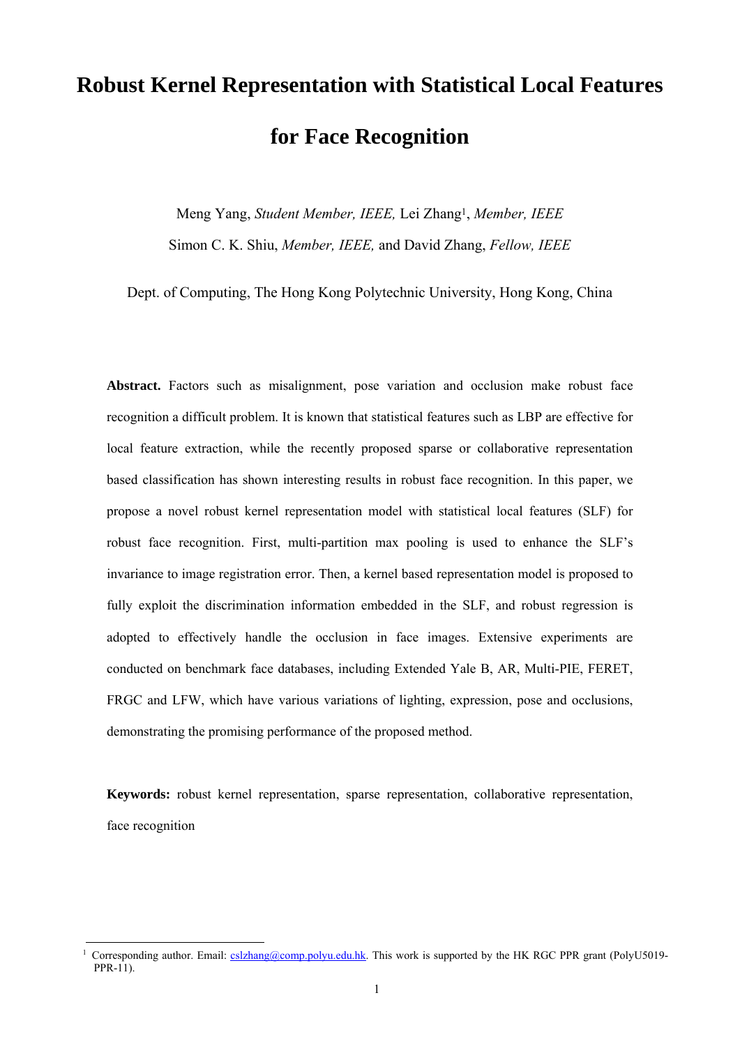# Robust Kernel Representation with Statistical Local Features for Face Recognition

Meng Yang, *Student Member, IEEE,* Lei Zhang[1], *Member, IEEE*
Simon C. K. Shiu, *Member, IEEE,* and David Zhang, *Fellow, IEEE*

Dept. of Computing, The Hong Kong Polytechnic University, Hong Kong, China

**Abstract.** Factors such as misalignment, pose variation and occlusion make robust face recognition a difficult problem. It is known that statistical features such as LBP are effective for local feature extraction, while the recently proposed sparse or collaborative representation based classification has shown interesting results in robust face recognition. In this paper, we propose a novel robust kernel representation model with statistical local features (SLF) for robust face recognition. First, multi-partition max pooling is used to enhance the SLF's invariance to image registration error. Then, a kernel based representation model is proposed to fully exploit the discrimination information embedded in the SLF, and robust regression is adopted to effectively handle the occlusion in face images. Extensive experiments are conducted on benchmark face databases, including Extended Yale B, AR, Multi-PIE, FERET, FRGC and LFW, which have various variations of lighting, expression, pose and occlusions, demonstrating the promising performance of the proposed method.

**Keywords:** robust kernel representation, sparse representation, collaborative representation, face recognition

[1] Corresponding author. Email: cslzhang@comp.polyu.edu.hk. This work is supported by the HK RGC PPR grant (PolyU5019-PPR-11).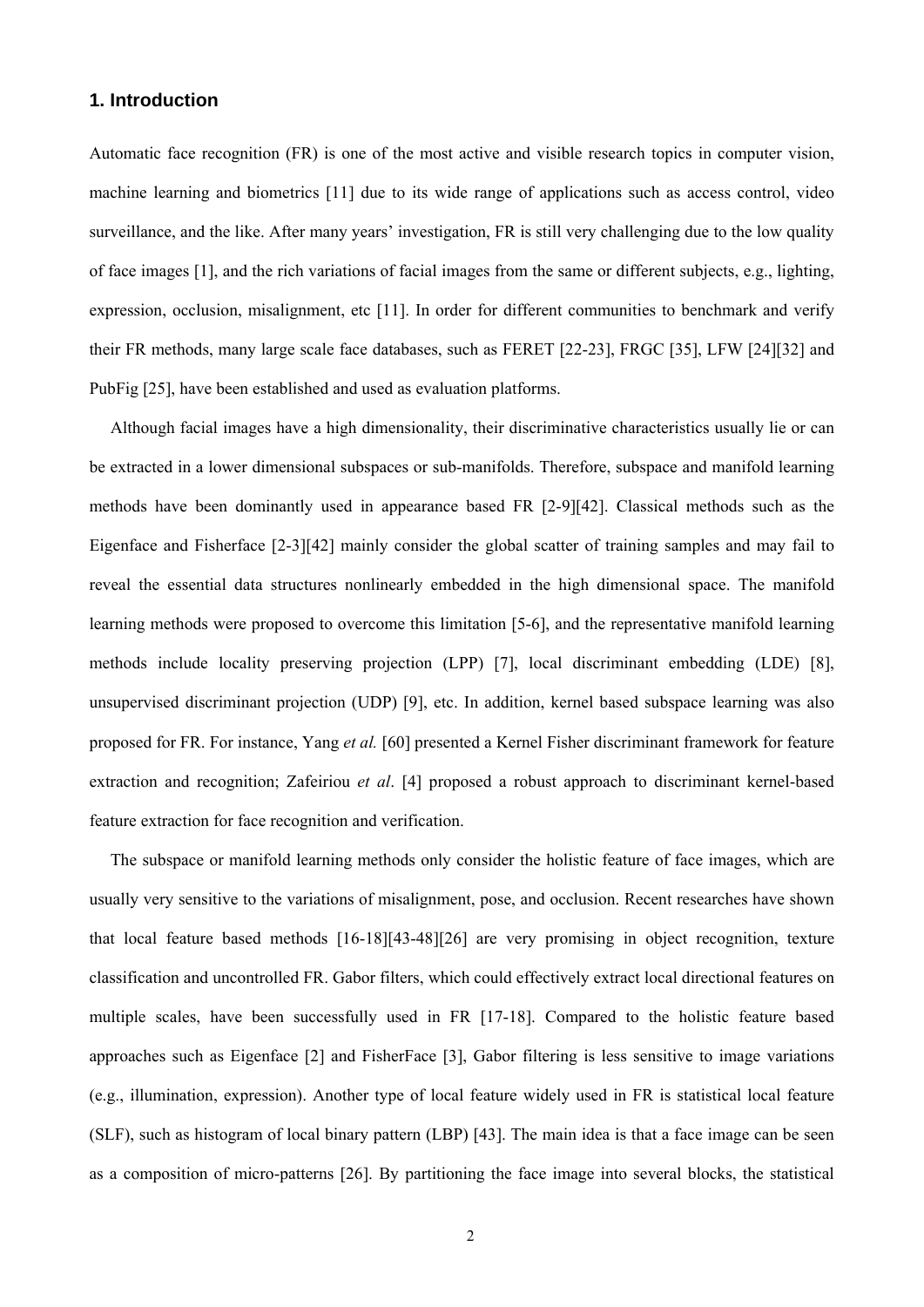## 1. Introduction

Automatic face recognition (FR) is one of the most active and visible research topics in computer vision, machine learning and biometrics [11] due to its wide range of applications such as access control, video surveillance, and the like. After many years' investigation, FR is still very challenging due to the low quality of face images [1], and the rich variations of facial images from the same or different subjects, e.g., lighting, expression, occlusion, misalignment, etc [11]. In order for different communities to benchmark and verify their FR methods, many large scale face databases, such as FERET [22-23], FRGC [35], LFW [24][32] and PubFig [25], have been established and used as evaluation platforms.

Although facial images have a high dimensionality, their discriminative characteristics usually lie or can be extracted in a lower dimensional subspaces or sub-manifolds. Therefore, subspace and manifold learning methods have been dominantly used in appearance based FR [2-9][42]. Classical methods such as the Eigenface and Fisherface [2-3][42] mainly consider the global scatter of training samples and may fail to reveal the essential data structures nonlinearly embedded in the high dimensional space. The manifold learning methods were proposed to overcome this limitation [5-6], and the representative manifold learning methods include locality preserving projection (LPP) [7], local discriminant embedding (LDE) [8], unsupervised discriminant projection (UDP) [9], etc. In addition, kernel based subspace learning was also proposed for FR. For instance, Yang *et al.* [60] presented a Kernel Fisher discriminant framework for feature extraction and recognition; Zafeiriou *et al*. [4] proposed a robust approach to discriminant kernel-based feature extraction for face recognition and verification.

The subspace or manifold learning methods only consider the holistic feature of face images, which are usually very sensitive to the variations of misalignment, pose, and occlusion. Recent researches have shown that local feature based methods [16-18][43-48][26] are very promising in object recognition, texture classification and uncontrolled FR. Gabor filters, which could effectively extract local directional features on multiple scales, have been successfully used in FR [17-18]. Compared to the holistic feature based approaches such as Eigenface [2] and FisherFace [3], Gabor filtering is less sensitive to image variations (e.g., illumination, expression). Another type of local feature widely used in FR is statistical local feature (SLF), such as histogram of local binary pattern (LBP) [43]. The main idea is that a face image can be seen as a composition of micro-patterns [26]. By partitioning the face image into several blocks, the statistical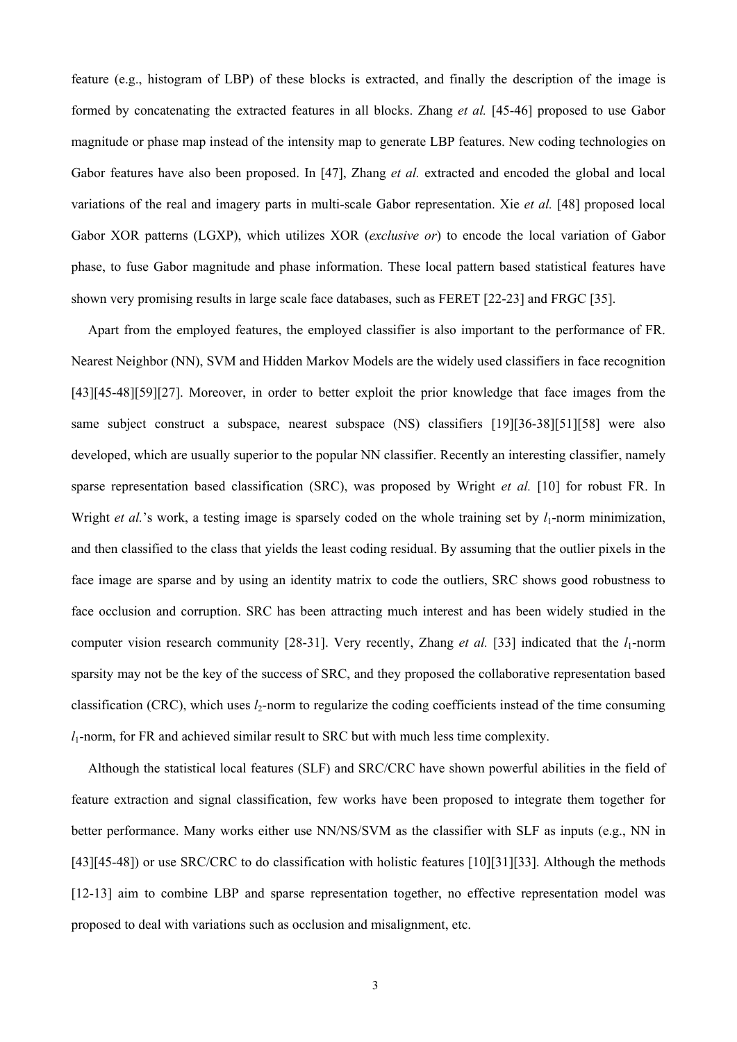feature (e.g., histogram of LBP) of these blocks is extracted, and finally the description of the image is formed by concatenating the extracted features in all blocks. Zhang *et al.* [45-46] proposed to use Gabor magnitude or phase map instead of the intensity map to generate LBP features. New coding technologies on Gabor features have also been proposed. In [47], Zhang *et al.* extracted and encoded the global and local variations of the real and imagery parts in multi-scale Gabor representation. Xie *et al.* [48] proposed local Gabor XOR patterns (LGXP), which utilizes XOR (*exclusive or*) to encode the local variation of Gabor phase, to fuse Gabor magnitude and phase information. These local pattern based statistical features have shown very promising results in large scale face databases, such as FERET [22-23] and FRGC [35].

Apart from the employed features, the employed classifier is also important to the performance of FR. Nearest Neighbor (NN), SVM and Hidden Markov Models are the widely used classifiers in face recognition [43][45-48][59][27]. Moreover, in order to better exploit the prior knowledge that face images from the same subject construct a subspace, nearest subspace (NS) classifiers [19][36-38][51][58] were also developed, which are usually superior to the popular NN classifier. Recently an interesting classifier, namely sparse representation based classification (SRC), was proposed by Wright *et al.* [10] for robust FR. In Wright *et al.*'s work, a testing image is sparsely coded on the whole training set by $l_1$-norm minimization, and then classified to the class that yields the least coding residual. By assuming that the outlier pixels in the face image are sparse and by using an identity matrix to code the outliers, SRC shows good robustness to face occlusion and corruption. SRC has been attracting much interest and has been widely studied in the computer vision research community [28-31]. Very recently, Zhang *et al.* [33] indicated that the $l_1$-norm sparsity may not be the key of the success of SRC, and they proposed the collaborative representation based classification (CRC), which uses $l_2$-norm to regularize the coding coefficients instead of the time consuming $l_1$-norm, for FR and achieved similar result to SRC but with much less time complexity.

Although the statistical local features (SLF) and SRC/CRC have shown powerful abilities in the field of feature extraction and signal classification, few works have been proposed to integrate them together for better performance. Many works either use NN/NS/SVM as the classifier with SLF as inputs (e.g., NN in [43][45-48]) or use SRC/CRC to do classification with holistic features [10][31][33]. Although the methods [12-13] aim to combine LBP and sparse representation together, no effective representation model was proposed to deal with variations such as occlusion and misalignment, etc.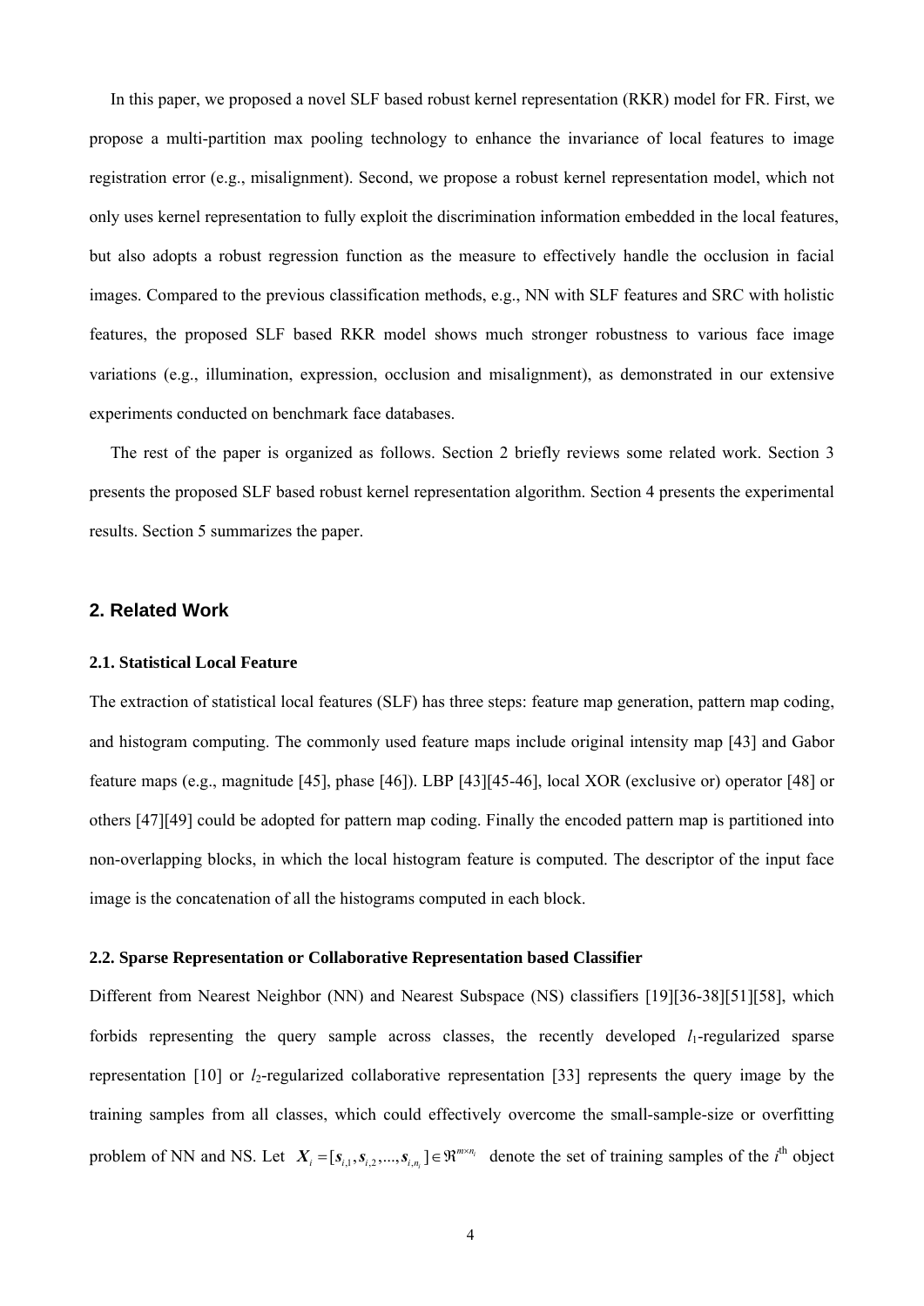In this paper, we proposed a novel SLF based robust kernel representation (RKR) model for FR. First, we propose a multi-partition max pooling technology to enhance the invariance of local features to image registration error (e.g., misalignment). Second, we propose a robust kernel representation model, which not only uses kernel representation to fully exploit the discrimination information embedded in the local features, but also adopts a robust regression function as the measure to effectively handle the occlusion in facial images. Compared to the previous classification methods, e.g., NN with SLF features and SRC with holistic features, the proposed SLF based RKR model shows much stronger robustness to various face image variations (e.g., illumination, expression, occlusion and misalignment), as demonstrated in our extensive experiments conducted on benchmark face databases.

The rest of the paper is organized as follows. Section 2 briefly reviews some related work. Section 3 presents the proposed SLF based robust kernel representation algorithm. Section 4 presents the experimental results. Section 5 summarizes the paper.

## 2. Related Work

### 2.1. Statistical Local Feature

The extraction of statistical local features (SLF) has three steps: feature map generation, pattern map coding, and histogram computing. The commonly used feature maps include original intensity map [43] and Gabor feature maps (e.g., magnitude [45], phase [46]). LBP [43][45-46], local XOR (exclusive or) operator [48] or others [47][49] could be adopted for pattern map coding. Finally the encoded pattern map is partitioned into non-overlapping blocks, in which the local histogram feature is computed. The descriptor of the input face image is the concatenation of all the histograms computed in each block.

### 2.2. Sparse Representation or Collaborative Representation based Classifier

Different from Nearest Neighbor (NN) and Nearest Subspace (NS) classifiers [19][36-38][51][58], which forbids representing the query sample across classes, the recently developed $l_1$-regularized sparse representation [10] or $l_2$-regularized collaborative representation [33] represents the query image by the training samples from all classes, which could effectively overcome the small-sample-size or overfitting problem of NN and NS. Let $\boldsymbol{X}_i = [\boldsymbol{s}_{i,1}, \boldsymbol{s}_{i,2}, ..., \boldsymbol{s}_{i,n_i}] \in \Re^{m \times n_i}$ denote the set of training samples of the $i^{\text{th}}$ object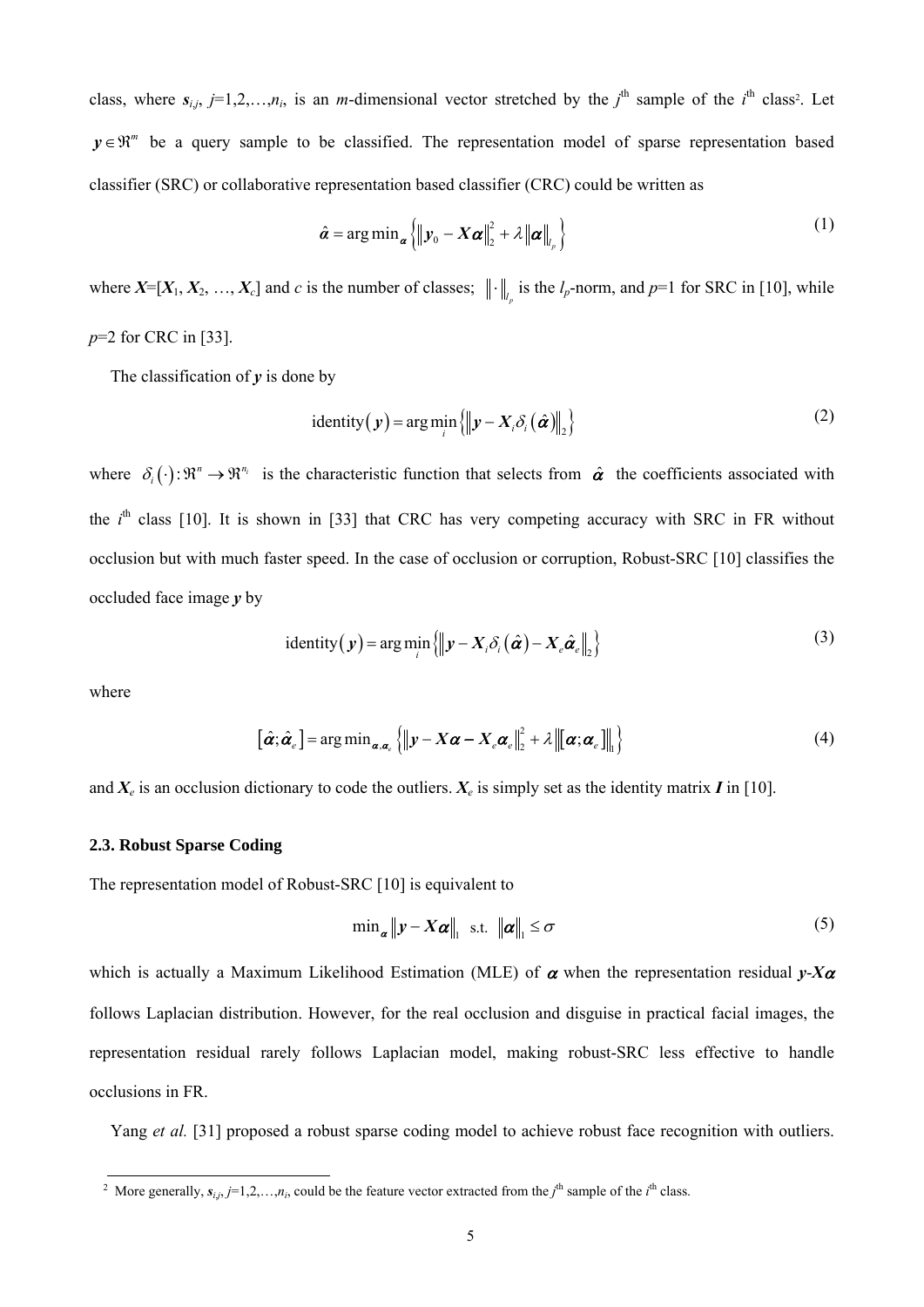class, where $\boldsymbol{s}_{i,j}$, $j$=1,2,…,$n_i$, is an $m$-dimensional vector stretched by the $j^{\text{th}}$ sample of the $i^{\text{th}}$ class[2]. Let $\boldsymbol{y} \in \Re^m$ be a query sample to be classified. The representation model of sparse representation based classifier (SRC) or collaborative representation based classifier (CRC) could be written as

$$\hat{\boldsymbol{\alpha}} = \arg\min_{\boldsymbol{\alpha}} \left\{ \left\| \boldsymbol{y}_0 - \boldsymbol{X}\boldsymbol{\alpha} \right\|_2^2 + \lambda \left\| \boldsymbol{\alpha} \right\|_{l_p} \right\} \tag{1}$$

where $\boldsymbol{X}$=[$\boldsymbol{X}_1$, $\boldsymbol{X}_2$, …, $\boldsymbol{X}_c$] and $c$ is the number of classes; $\left\| \cdot \right\|_{l_p}$ is the $l_p$-norm, and $p$=1 for SRC in [10], while $p$=2 for CRC in [33].

The classification of $\boldsymbol{y}$ is done by

$$\text{identity}\left(\boldsymbol{y}\right) = \arg\min_i \left\{ \left\| \boldsymbol{y} - \boldsymbol{X}_i \delta_i\left(\hat{\boldsymbol{\alpha}}\right) \right\|_2 \right\} \tag{2}$$

where $\delta_i\left(\cdot\right): \Re^n \rightarrow \Re^{n_i}$ is the characteristic function that selects from $\hat{\boldsymbol{\alpha}}$ the coefficients associated with the $i^{\text{th}}$ class [10]. It is shown in [33] that CRC has very competing accuracy with SRC in FR without occlusion but with much faster speed. In the case of occlusion or corruption, Robust-SRC [10] classifies the occluded face image $\boldsymbol{y}$ by

$$\text{identity}\left(\boldsymbol{y}\right) = \arg\min_i \left\{ \left\| \boldsymbol{y} - \boldsymbol{X}_i \delta_i\left(\hat{\boldsymbol{\alpha}}\right) - \boldsymbol{X}_e \hat{\boldsymbol{\alpha}}_e \right\|_2 \right\} \tag{3}$$

where

$$\left[\hat{\boldsymbol{\alpha}}; \hat{\boldsymbol{\alpha}}_e\right] = \arg\min_{\boldsymbol{\alpha}, \boldsymbol{\alpha}_e} \left\{ \left\| \boldsymbol{y} - \boldsymbol{X}\boldsymbol{\alpha} - \boldsymbol{X}_e \boldsymbol{\alpha}_e \right\|_2^2 + \lambda \left\| \left[\boldsymbol{\alpha}; \boldsymbol{\alpha}_e\right] \right\|_1 \right\} \tag{4}$$

and $\boldsymbol{X}_e$ is an occlusion dictionary to code the outliers. $\boldsymbol{X}_e$ is simply set as the identity matrix $\boldsymbol{I}$ in [10].

### 2.3. Robust Sparse Coding

The representation model of Robust-SRC [10] is equivalent to

$$\min_{\boldsymbol{\alpha}} \left\| \boldsymbol{y} - \boldsymbol{X}\boldsymbol{\alpha} \right\|_1 \quad \text{s.t.} \quad \left\| \boldsymbol{\alpha} \right\|_1 \leq \sigma \tag{5}$$

which is actually a Maximum Likelihood Estimation (MLE) of $\boldsymbol{\alpha}$ when the representation residual $\boldsymbol{y}$-$\boldsymbol{X}\boldsymbol{\alpha}$ follows Laplacian distribution. However, for the real occlusion and disguise in practical facial images, the representation residual rarely follows Laplacian model, making robust-SRC less effective to handle occlusions in FR.

Yang *et al.* [31] proposed a robust sparse coding model to achieve robust face recognition with outliers.

[2] More generally, $\boldsymbol{s}_{i,j}$, $j$=1,2,…,$n_i$, could be the feature vector extracted from the $j^{\text{th}}$ sample of the $i^{\text{th}}$ class.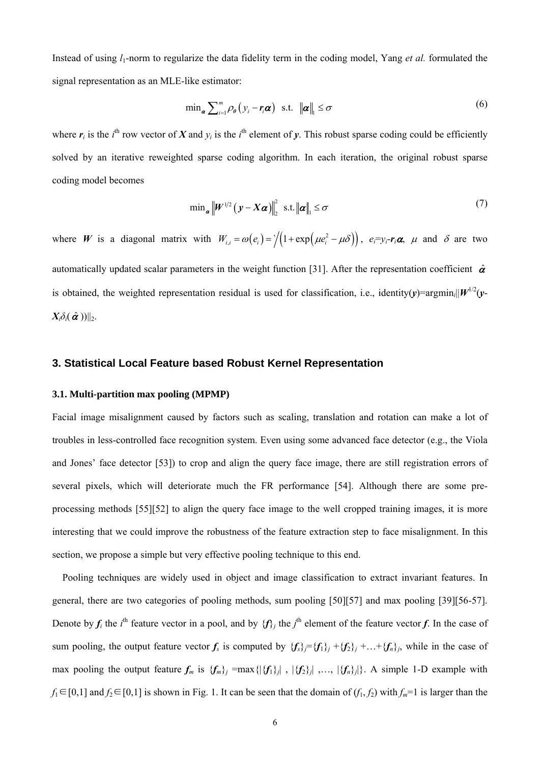Instead of using $l_1$-norm to regularize the data fidelity term in the coding model, Yang *et al.* formulated the signal representation as an MLE-like estimator:

$$\min_{\boldsymbol{\alpha}} \sum_{i=1}^{m} \rho_{\boldsymbol{\theta}}\left(y_i - \boldsymbol{r}_i\boldsymbol{\alpha}\right) \;\; \text{s.t.} \;\; \|\boldsymbol{\alpha}\|_1 \leq \sigma \tag{6}$$

where $\boldsymbol{r}_i$ is the $i^{\text{th}}$ row vector of $\boldsymbol{X}$ and $y_i$ is the $i^{\text{th}}$ element of $\boldsymbol{y}$. This robust sparse coding could be efficiently solved by an iterative reweighted sparse coding algorithm. In each iteration, the original robust sparse coding model becomes

$$\min_{\boldsymbol{\alpha}} \left\|\boldsymbol{W}^{1/2}\left(\boldsymbol{y} - \boldsymbol{X}\boldsymbol{\alpha}\right)\right\|_2^2 \;\; \text{s.t.} \, \|\boldsymbol{\alpha}\|_1 \leq \sigma \tag{7}$$

where $\boldsymbol{W}$ is a diagonal matrix with $W_{i,i} = \omega(e_i) = 1\Big/\left(1 + \exp\left(\mu e_i^2 - \mu\delta\right)\right)$, $e_i = y_i - \boldsymbol{r}_i\boldsymbol{\alpha}$, $\mu$ and $\delta$ are two automatically updated scalar parameters in the weight function [31]. After the representation coefficient $\hat{\boldsymbol{\alpha}}$ is obtained, the weighted representation residual is used for classification, i.e., identity($\boldsymbol{y}$)=$\text{argmin}_i\|\boldsymbol{W}^{1/2}(\boldsymbol{y}-\boldsymbol{X}_i\delta_i(\hat{\boldsymbol{\alpha}}))\|_2$.

## 3. Statistical Local Feature based Robust Kernel Representation

### 3.1. Multi-partition max pooling (MPMP)

Facial image misalignment caused by factors such as scaling, translation and rotation can make a lot of troubles in less-controlled face recognition system. Even using some advanced face detector (e.g., the Viola and Jones' face detector [53]) to crop and align the query face image, there are still registration errors of several pixels, which will deteriorate much the FR performance [54]. Although there are some pre-processing methods [55][52] to align the query face image to the well cropped training images, it is more interesting that we could improve the robustness of the feature extraction step to face misalignment. In this section, we propose a simple but very effective pooling technique to this end.

Pooling techniques are widely used in object and image classification to extract invariant features. In general, there are two categories of pooling methods, sum pooling [50][57] and max pooling [39][56-57]. Denote by $\boldsymbol{f}_i$ the $i^{\text{th}}$ feature vector in a pool, and by $\{\boldsymbol{f}\}_j$ the $j^{\text{th}}$ element of the feature vector $\boldsymbol{f}$. In the case of sum pooling, the output feature vector $\boldsymbol{f}_s$ is computed by $\{\boldsymbol{f}_s\}_j=\{\boldsymbol{f}_1\}_j+\{\boldsymbol{f}_2\}_j+\ldots+\{\boldsymbol{f}_n\}_j$, while in the case of max pooling the output feature $\boldsymbol{f}_m$ is $\{\boldsymbol{f}_m\}_j=\max\{|\{\boldsymbol{f}_1\}_j|, |\{\boldsymbol{f}_2\}_j|, \ldots, |\{\boldsymbol{f}_n\}_j|\}$. A simple 1-D example with $f_1 \in [0,1]$ and $f_2 \in [0,1]$ is shown in Fig. 1. It can be seen that the domain of $(f_1, f_2)$ with $f_m=1$ is larger than the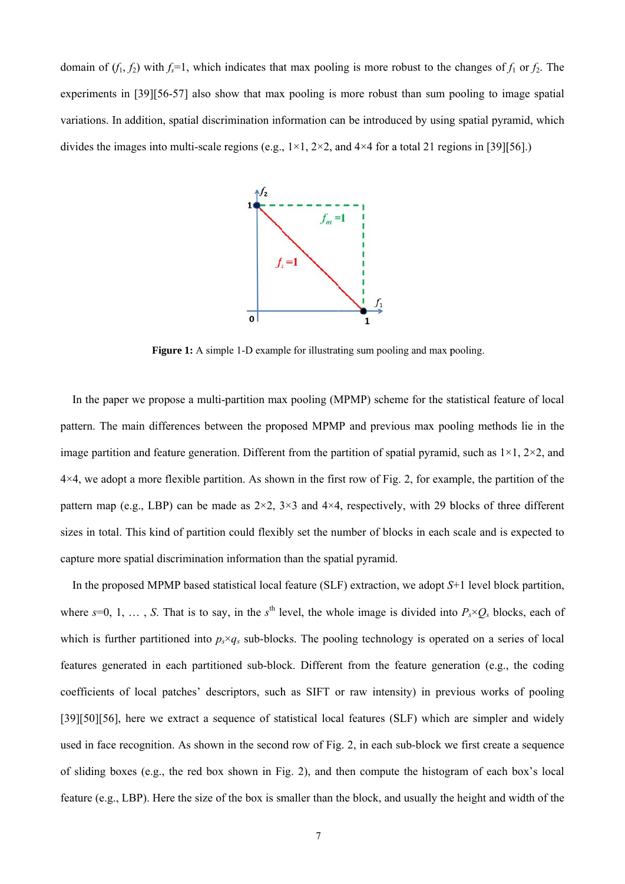domain of ($f_1$, $f_2$) with $f_s$=1, which indicates that max pooling is more robust to the changes of $f_1$ or $f_2$. The experiments in [39][56-57] also show that max pooling is more robust than sum pooling to image spatial variations. In addition, spatial discrimination information can be introduced by using spatial pyramid, which divides the images into multi-scale regions (e.g., 1×1, 2×2, and 4×4 for a total 21 regions in [39][56].)

**Figure 1:** A simple 1-D example for illustrating sum pooling and max pooling.

In the paper we propose a multi-partition max pooling (MPMP) scheme for the statistical feature of local pattern. The main differences between the proposed MPMP and previous max pooling methods lie in the image partition and feature generation. Different from the partition of spatial pyramid, such as 1×1, 2×2, and 4×4, we adopt a more flexible partition. As shown in the first row of Fig. 2, for example, the partition of the pattern map (e.g., LBP) can be made as 2×2, 3×3 and 4×4, respectively, with 29 blocks of three different sizes in total. This kind of partition could flexibly set the number of blocks in each scale and is expected to capture more spatial discrimination information than the spatial pyramid.

In the proposed MPMP based statistical local feature (SLF) extraction, we adopt $S$+1 level block partition, where $s$=0, 1, … , $S$. That is to say, in the $s^{th}$ level, the whole image is divided into $P_s \times Q_s$ blocks, each of which is further partitioned into $p_s \times q_s$ sub-blocks. The pooling technology is operated on a series of local features generated in each partitioned sub-block. Different from the feature generation (e.g., the coding coefficients of local patches' descriptors, such as SIFT or raw intensity) in previous works of pooling [39][50][56], here we extract a sequence of statistical local features (SLF) which are simpler and widely used in face recognition. As shown in the second row of Fig. 2, in each sub-block we first create a sequence of sliding boxes (e.g., the red box shown in Fig. 2), and then compute the histogram of each box's local feature (e.g., LBP). Here the size of the box is smaller than the block, and usually the height and width of the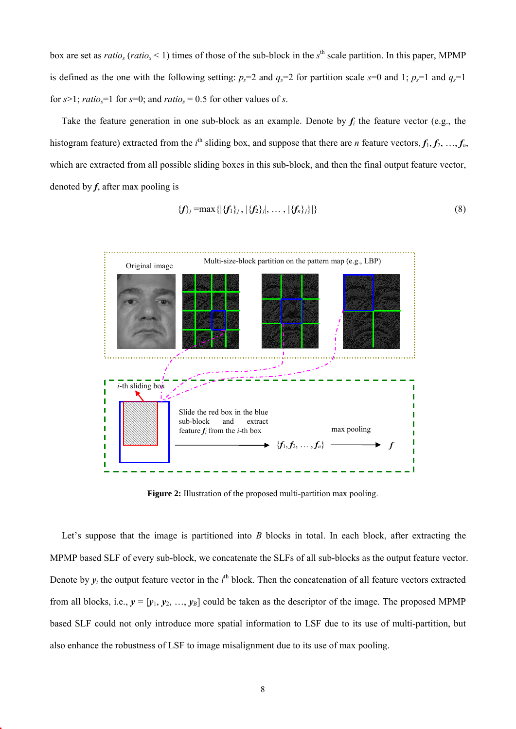box are set as $ratio_s$ ($ratio_s < 1$) times of those of the sub-block in the $s^{th}$ scale partition. In this paper, MPMP is defined as the one with the following setting: $p_s$=2 and $q_s$=2 for partition scale $s$=0 and 1; $p_s$=1 and $q_s$=1 for $s$>1; $ratio_s$=1 for $s$=0; and $ratio_s$ = 0.5 for other values of $s$.

Take the feature generation in one sub-block as an example. Denote by $\boldsymbol{f}_i$ the feature vector (e.g., the histogram feature) extracted from the $i^{th}$ sliding box, and suppose that there are $n$ feature vectors, $\boldsymbol{f}_1, \boldsymbol{f}_2, \ldots, \boldsymbol{f}_n$, which are extracted from all possible sliding boxes in this sub-block, and then the final output feature vector, denoted by $\boldsymbol{f}$, after max pooling is

$$\{\boldsymbol{f}\}_j = \max\{|\{\boldsymbol{f}_1\}_j|, |\{\boldsymbol{f}_2\}_j|, \ldots, |\{\boldsymbol{f}_n\}_j|\} \tag{8}$$

**Figure 2:** Illustration of the proposed multi-partition max pooling.

Let's suppose that the image is partitioned into $B$ blocks in total. In each block, after extracting the MPMP based SLF of every sub-block, we concatenate the SLFs of all sub-blocks as the output feature vector. Denote by $\boldsymbol{y}_i$ the output feature vector in the $i^{th}$ block. Then the concatenation of all feature vectors extracted from all blocks, i.e., $\boldsymbol{y} = [\boldsymbol{y}_1, \boldsymbol{y}_2, \ldots, \boldsymbol{y}_B]$ could be taken as the descriptor of the image. The proposed MPMP based SLF could not only introduce more spatial information to LSF due to its use of multi-partition, but also enhance the robustness of LSF to image misalignment due to its use of max pooling.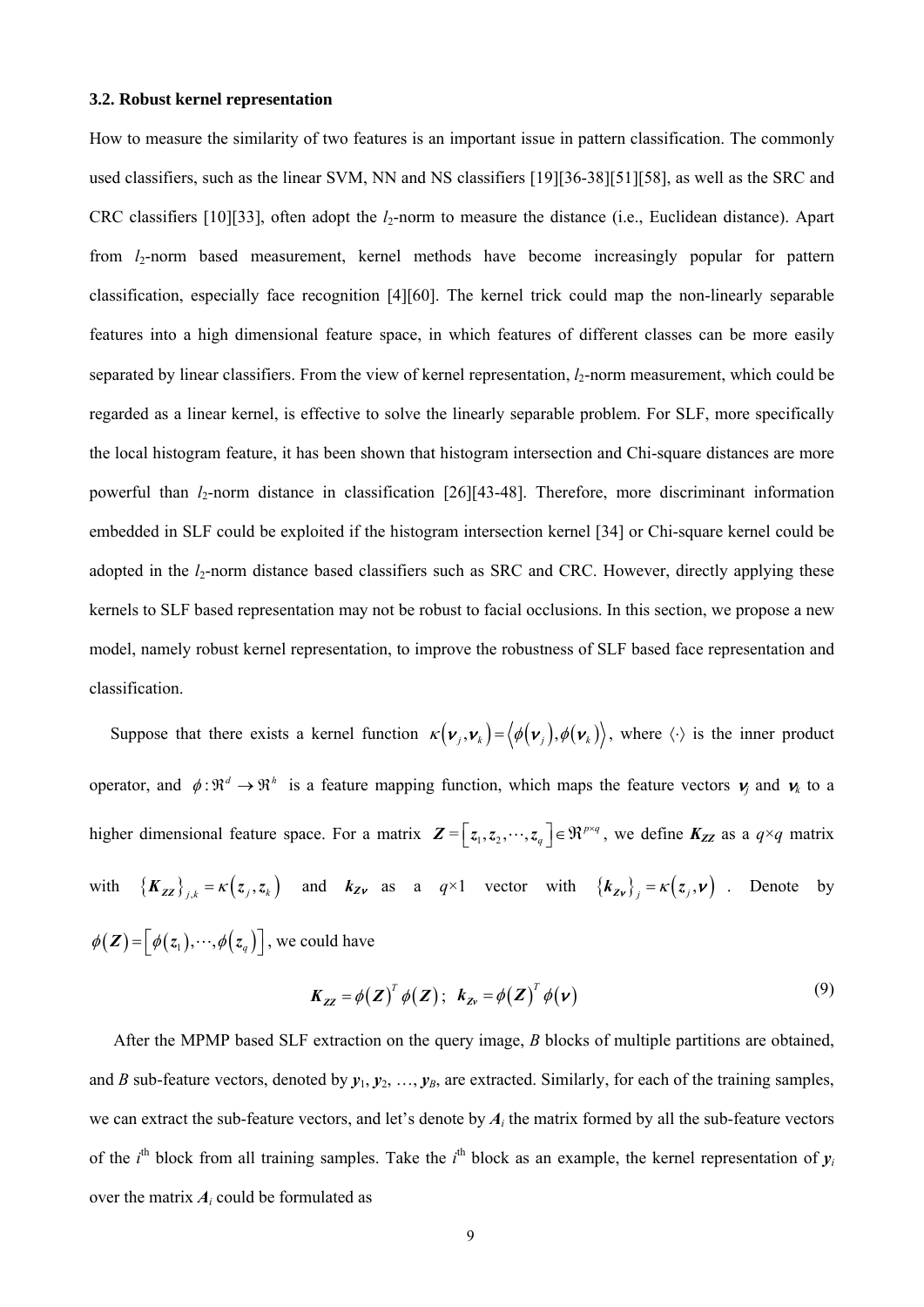### 3.2. Robust kernel representation

How to measure the similarity of two features is an important issue in pattern classification. The commonly used classifiers, such as the linear SVM, NN and NS classifiers [19][36-38][51][58], as well as the SRC and CRC classifiers [10][33], often adopt the $l_2$-norm to measure the distance (i.e., Euclidean distance). Apart from $l_2$-norm based measurement, kernel methods have become increasingly popular for pattern classification, especially face recognition [4][60]. The kernel trick could map the non-linearly separable features into a high dimensional feature space, in which features of different classes can be more easily separated by linear classifiers. From the view of kernel representation, $l_2$-norm measurement, which could be regarded as a linear kernel, is effective to solve the linearly separable problem. For SLF, more specifically the local histogram feature, it has been shown that histogram intersection and Chi-square distances are more powerful than $l_2$-norm distance in classification [26][43-48]. Therefore, more discriminant information embedded in SLF could be exploited if the histogram intersection kernel [34] or Chi-square kernel could be adopted in the $l_2$-norm distance based classifiers such as SRC and CRC. However, directly applying these kernels to SLF based representation may not be robust to facial occlusions. In this section, we propose a new model, namely robust kernel representation, to improve the robustness of SLF based face representation and classification.

Suppose that there exists a kernel function $\kappa(\boldsymbol{\nu}_j, \boldsymbol{\nu}_k) = \langle \phi(\boldsymbol{\nu}_j), \phi(\boldsymbol{\nu}_k) \rangle$, where $\langle \cdot \rangle$ is the inner product operator, and $\phi: \Re^d \rightarrow \Re^h$ is a feature mapping function, which maps the feature vectors $\boldsymbol{\nu}_j$ and $\boldsymbol{\nu}_k$ to a higher dimensional feature space. For a matrix $\boldsymbol{Z} = [\boldsymbol{z}_1, \boldsymbol{z}_2, \cdots, \boldsymbol{z}_q] \in \Re^{p \times q}$, we define $\boldsymbol{K_{ZZ}}$ as a $q \times q$ matrix with $\{\boldsymbol{K_{ZZ}}\}_{j,k} = \kappa(\boldsymbol{z}_j, \boldsymbol{z}_k)$ and $\boldsymbol{k_{Z\nu}}$ as a $q \times 1$ vector with $\{\boldsymbol{k_{Z\nu}}\}_j = \kappa(\boldsymbol{z}_j, \boldsymbol{\nu})$. Denote by $\phi(\boldsymbol{Z}) = [\phi(\boldsymbol{z}_1), \cdots, \phi(\boldsymbol{z}_q)]$, we could have

$$\boldsymbol{K_{ZZ}} = \phi(\boldsymbol{Z})^T \phi(\boldsymbol{Z}); \;\; \boldsymbol{k_{Z\nu}} = \phi(\boldsymbol{Z})^T \phi(\boldsymbol{\nu}) \tag{9}$$

After the MPMP based SLF extraction on the query image, $B$ blocks of multiple partitions are obtained, and $B$ sub-feature vectors, denoted by $\boldsymbol{y}_1, \boldsymbol{y}_2, \ldots, \boldsymbol{y}_B$, are extracted. Similarly, for each of the training samples, we can extract the sub-feature vectors, and let's denote by $\boldsymbol{A}_i$ the matrix formed by all the sub-feature vectors of the $i^{\text{th}}$ block from all training samples. Take the $i^{\text{th}}$ block as an example, the kernel representation of $\boldsymbol{y}_i$ over the matrix $\boldsymbol{A}_i$ could be formulated as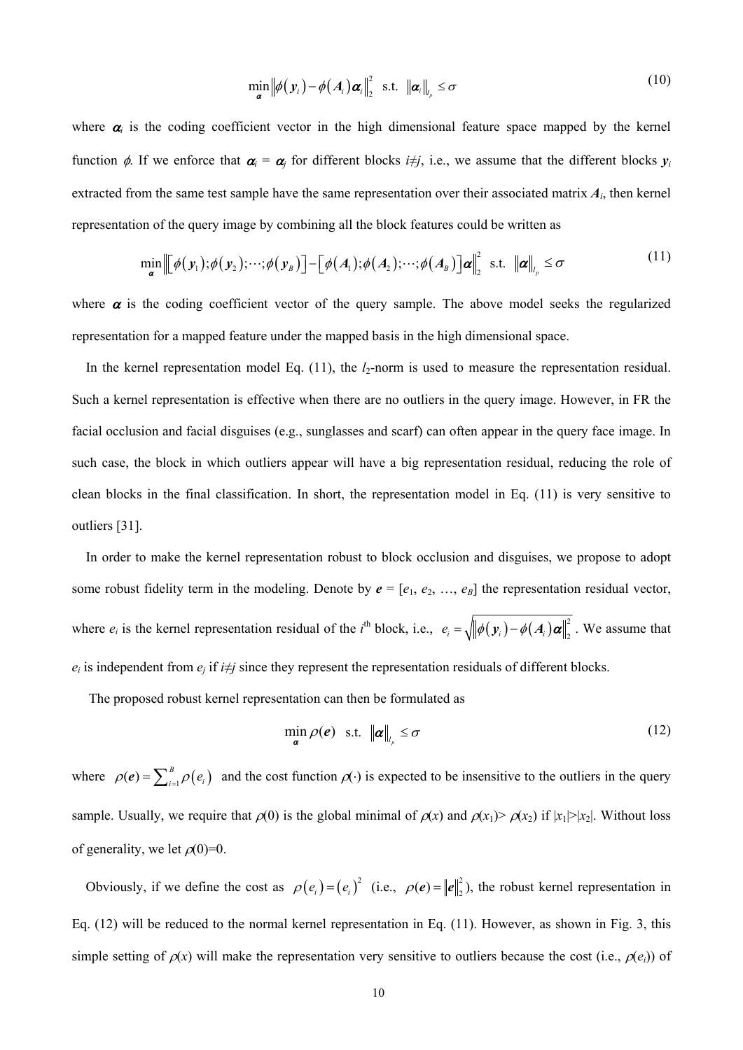$$\min_{\boldsymbol{\alpha}} \left\| \phi\left(\boldsymbol{y}_i\right) - \phi\left(\boldsymbol{A}_i\right)\boldsymbol{\alpha}_i \right\|_2^2 \text{ s.t. } \left\| \boldsymbol{\alpha}_i \right\|_{l_p} \leq \sigma \tag{10}$$

where $\boldsymbol{\alpha}_i$ is the coding coefficient vector in the high dimensional feature space mapped by the kernel function $\phi$. If we enforce that $\boldsymbol{\alpha}_i = \boldsymbol{\alpha}_j$ for different blocks $i \neq j$, i.e., we assume that the different blocks $\boldsymbol{y}_i$ extracted from the same test sample have the same representation over their associated matrix $\boldsymbol{A}_i$, then kernel representation of the query image by combining all the block features could be written as

$$\min_{\boldsymbol{\alpha}} \left\| \left[\phi\left(\boldsymbol{y}_1\right);\phi\left(\boldsymbol{y}_2\right);\cdots;\phi\left(\boldsymbol{y}_B\right)\right] - \left[\phi\left(\boldsymbol{A}_1\right);\phi\left(\boldsymbol{A}_2\right);\cdots;\phi\left(\boldsymbol{A}_B\right)\right]\boldsymbol{\alpha} \right\|_2^2 \text{ s.t. } \left\| \boldsymbol{\alpha} \right\|_{l_p} \leq \sigma \tag{11}$$

where $\boldsymbol{\alpha}$ is the coding coefficient vector of the query sample. The above model seeks the regularized representation for a mapped feature under the mapped basis in the high dimensional space.

In the kernel representation model Eq. (11), the $l_2$-norm is used to measure the representation residual. Such a kernel representation is effective when there are no outliers in the query image. However, in FR the facial occlusion and facial disguises (e.g., sunglasses and scarf) can often appear in the query face image. In such case, the block in which outliers appear will have a big representation residual, reducing the role of clean blocks in the final classification. In short, the representation model in Eq. (11) is very sensitive to outliers [31].

In order to make the kernel representation robust to block occlusion and disguises, we propose to adopt some robust fidelity term in the modeling. Denote by $\boldsymbol{e} = [e_1, e_2, \ldots, e_B]$ the representation residual vector, where $e_i$ is the kernel representation residual of the $i^{\text{th}}$ block, i.e., $e_i = \sqrt{\left\| \phi\left(\boldsymbol{y}_i\right) - \phi\left(\boldsymbol{A}_i\right)\boldsymbol{\alpha} \right\|_2^2}$. We assume that $e_i$ is independent from $e_j$ if $i \neq j$ since they represent the representation residuals of different blocks.

The proposed robust kernel representation can then be formulated as

$$\min_{\boldsymbol{\alpha}} \rho(\boldsymbol{e}) \text{ s.t. } \left\| \boldsymbol{\alpha} \right\|_{l_p} \leq \sigma \tag{12}$$

where $\rho(\boldsymbol{e}) = \sum_{i=1}^{B} \rho\left(e_i\right)$ and the cost function $\rho(\cdot)$ is expected to be insensitive to the outliers in the query sample. Usually, we require that $\rho(0)$ is the global minimal of $\rho(x)$ and $\rho(x_1) > \rho(x_2)$ if $|x_1| > |x_2|$. Without loss of generality, we let $\rho(0)=0$.

Obviously, if we define the cost as $\rho\left(e_i\right) = \left(e_i\right)^2$ (i.e., $\rho(\boldsymbol{e}) = \left\| \boldsymbol{e} \right\|_2^2$), the robust kernel representation in Eq. (12) will be reduced to the normal kernel representation in Eq. (11). However, as shown in Fig. 3, this simple setting of $\rho(x)$ will make the representation very sensitive to outliers because the cost (i.e., $\rho(e_i)$) of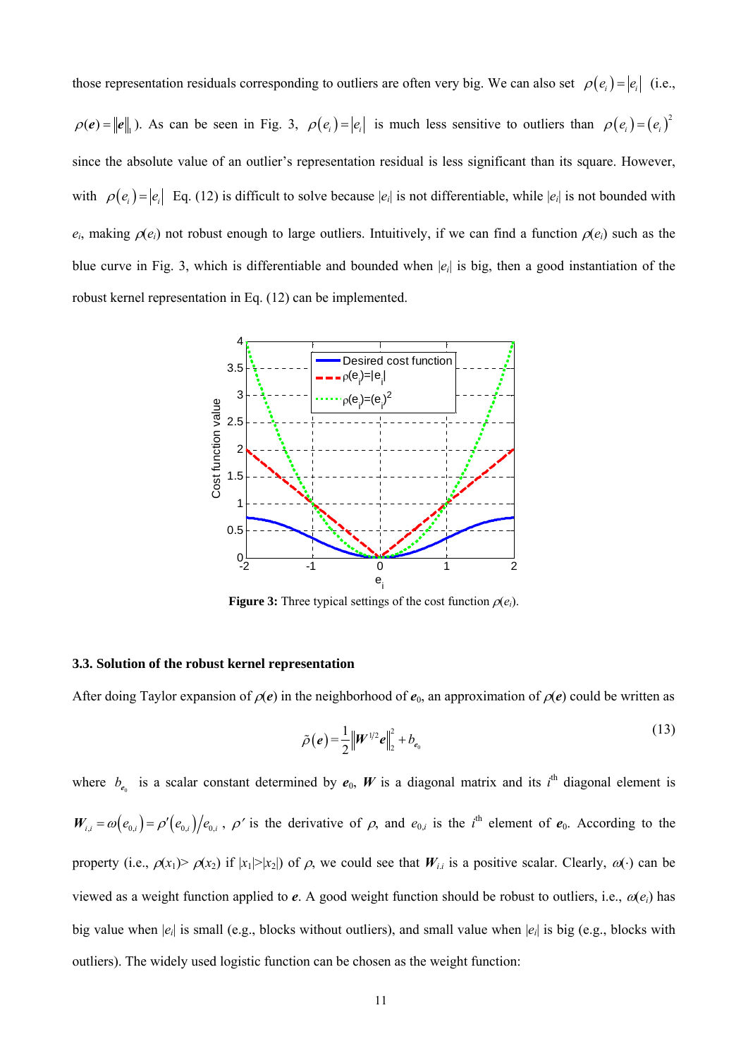those representation residuals corresponding to outliers are often very big. We can also set $\rho(e_i)=|e_i|$ (i.e., $\rho(\boldsymbol{e})=\|\boldsymbol{e}\|_1$). As can be seen in Fig. 3, $\rho(e_i)=|e_i|$ is much less sensitive to outliers than $\rho(e_i)=(e_i)^2$ since the absolute value of an outlier's representation residual is less significant than its square. However, with $\rho(e_i)=|e_i|$ Eq. (12) is difficult to solve because $|e_i|$ is not differentiable, while $|e_i|$ is not bounded with $e_i$, making $\rho(e_i)$ not robust enough to large outliers. Intuitively, if we can find a function $\rho(e_i)$ such as the blue curve in Fig. 3, which is differentiable and bounded when $|e_i|$ is big, then a good instantiation of the robust kernel representation in Eq. (12) can be implemented.

**Figure 3:** Three typical settings of the cost function $\rho(e_i)$.

### 3.3. Solution of the robust kernel representation

After doing Taylor expansion of $\rho(\boldsymbol{e})$ in the neighborhood of $\boldsymbol{e}_0$, an approximation of $\rho(\boldsymbol{e})$ could be written as

$$\tilde{\rho}(\boldsymbol{e})=\frac{1}{2}\left\|\boldsymbol{W}^{1/2}\boldsymbol{e}\right\|_2^2+b_{\boldsymbol{e}_0} \tag{13}$$

where $b_{\boldsymbol{e}_0}$ is a scalar constant determined by $\boldsymbol{e}_0$, $\boldsymbol{W}$ is a diagonal matrix and its $i^{\text{th}}$ diagonal element is $\boldsymbol{W}_{i,i}=\omega(e_{0,i})=\rho'(e_{0,i})/e_{0,i}$, $\rho'$ is the derivative of $\rho$, and $e_{0,i}$ is the $i^{\text{th}}$ element of $\boldsymbol{e}_0$. According to the property (i.e., $\rho(x_1)>\rho(x_2)$ if $|x_1|>|x_2|$) of $\rho$, we could see that $\boldsymbol{W}_{i,i}$ is a positive scalar. Clearly, $\omega(\cdot)$ can be viewed as a weight function applied to $\boldsymbol{e}$. A good weight function should be robust to outliers, i.e., $\omega(e_i)$ has big value when $|e_i|$ is small (e.g., blocks without outliers), and small value when $|e_i|$ is big (e.g., blocks with outliers). The widely used logistic function can be chosen as the weight function: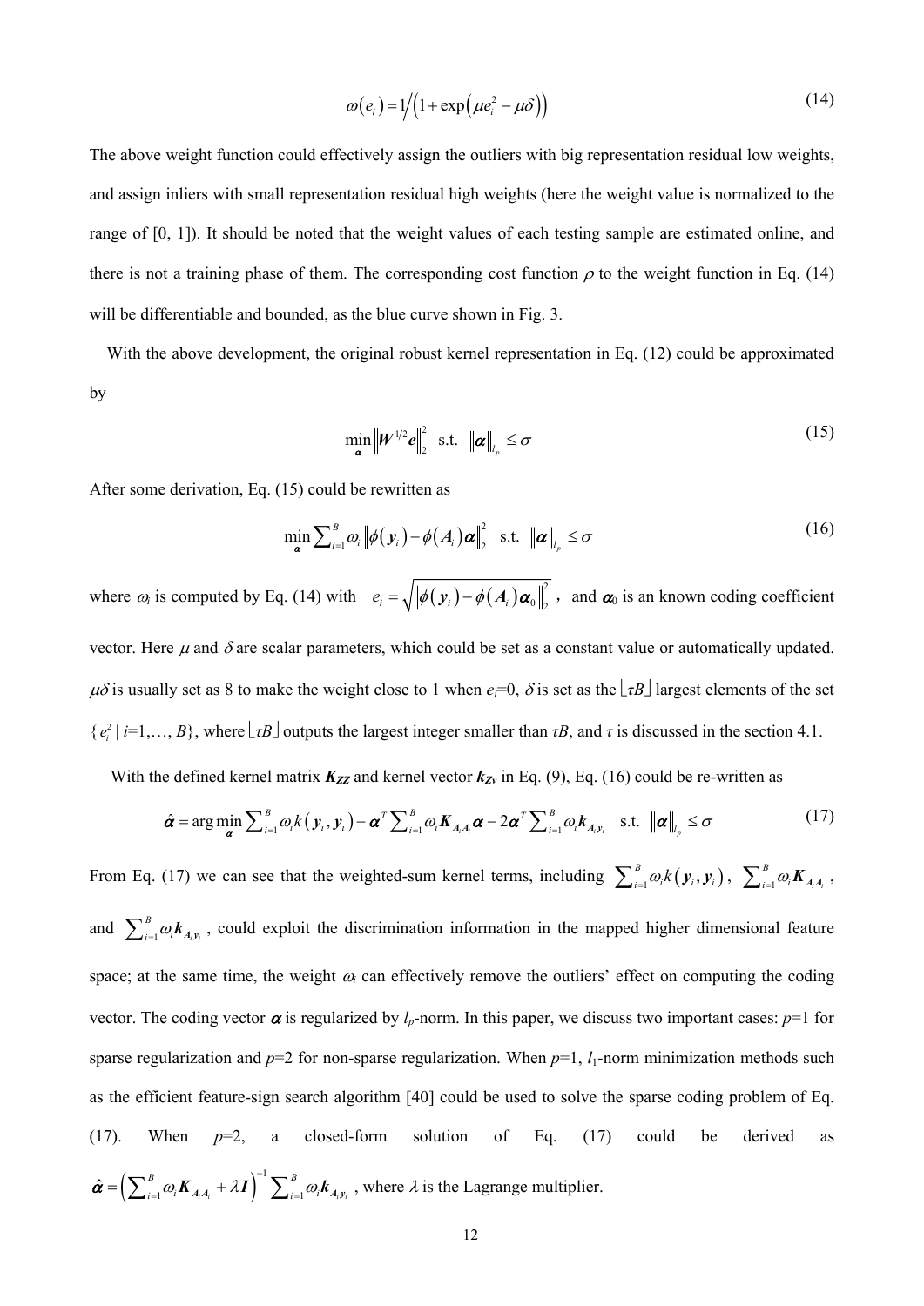$$\omega(e_i) = 1 \Big/ \left(1 + \exp\left(\mu e_i^2 - \mu\delta\right)\right) \tag{14}$$

The above weight function could effectively assign the outliers with big representation residual low weights, and assign inliers with small representation residual high weights (here the weight value is normalized to the range of [0, 1]). It should be noted that the weight values of each testing sample are estimated online, and there is not a training phase of them. The corresponding cost function $\rho$ to the weight function in Eq. (14) will be differentiable and bounded, as the blue curve shown in Fig. 3.

With the above development, the original robust kernel representation in Eq. (12) could be approximated by

$$\min_{\boldsymbol{\alpha}} \left\| \boldsymbol{W}^{1/2} \boldsymbol{e} \right\|_2^2 \quad \text{s.t.} \quad \left\| \boldsymbol{\alpha} \right\|_{l_p} \leq \sigma \tag{15}$$

After some derivation, Eq. (15) could be rewritten as

$$\min_{\boldsymbol{\alpha}} \sum_{i=1}^{B} \omega_i \left\| \phi(\boldsymbol{y}_i) - \phi(\boldsymbol{A}_i) \boldsymbol{\alpha} \right\|_2^2 \quad \text{s.t.} \quad \left\| \boldsymbol{\alpha} \right\|_{l_p} \leq \sigma \tag{16}$$

where $\omega_i$ is computed by Eq. (14) with $e_i = \sqrt{\left\| \phi(\boldsymbol{y}_i) - \phi(\boldsymbol{A}_i) \boldsymbol{\alpha}_0 \right\|_2^2}$, and $\boldsymbol{\alpha}_0$ is an known coding coefficient vector. Here $\mu$ and $\delta$ are scalar parameters, which could be set as a constant value or automatically updated. $\mu\delta$ is usually set as 8 to make the weight close to 1 when $e_i$=0, $\delta$ is set as the $\lfloor \tau B \rfloor$ largest elements of the set $\{ e_i^2 \mid i=1,\ldots, B\}$, where $\lfloor \tau B \rfloor$ outputs the largest integer smaller than $\tau B$, and $\tau$ is discussed in the section 4.1.

With the defined kernel matrix $\boldsymbol{K}_{\boldsymbol{ZZ}}$ and kernel vector $\boldsymbol{k}_{\boldsymbol{Z}\boldsymbol{v}}$ in Eq. (9), Eq. (16) could be re-written as

$$\hat{\boldsymbol{\alpha}} = \arg\min_{\boldsymbol{\alpha}} \sum_{i=1}^{B} \omega_i k(\boldsymbol{y}_i, \boldsymbol{y}_i) + \boldsymbol{\alpha}^T \sum_{i=1}^{B} \omega_i \boldsymbol{K}_{\boldsymbol{A}_i \boldsymbol{A}_i} \boldsymbol{\alpha} - 2\boldsymbol{\alpha}^T \sum_{i=1}^{B} \omega_i \boldsymbol{k}_{\boldsymbol{A}_i \boldsymbol{y}_i} \quad \text{s.t.} \quad \left\| \boldsymbol{\alpha} \right\|_{l_p} \leq \sigma \tag{17}$$

From Eq. (17) we can see that the weighted-sum kernel terms, including $\sum_{i=1}^{B} \omega_i k(\boldsymbol{y}_i, \boldsymbol{y}_i)$, $\sum_{i=1}^{B} \omega_i \boldsymbol{K}_{\boldsymbol{A}_i \boldsymbol{A}_i}$, and $\sum_{i=1}^{B} \omega_i \boldsymbol{k}_{\boldsymbol{A}_i \boldsymbol{y}_i}$, could exploit the discrimination information in the mapped higher dimensional feature space; at the same time, the weight $\omega_i$ can effectively remove the outliers' effect on computing the coding vector. The coding vector $\boldsymbol{\alpha}$ is regularized by $l_p$-norm. In this paper, we discuss two important cases: $p$=1 for sparse regularization and $p$=2 for non-sparse regularization. When $p$=1, $l_1$-norm minimization methods such as the efficient feature-sign search algorithm [40] could be used to solve the sparse coding problem of Eq. (17). When $p$=2, a closed-form solution of Eq. (17) could be derived as $\hat{\boldsymbol{\alpha}} = \left( \sum_{i=1}^{B} \omega_i \boldsymbol{K}_{\boldsymbol{A}_i \boldsymbol{A}_i} + \lambda \boldsymbol{I} \right)^{-1} \sum_{i=1}^{B} \omega_i \boldsymbol{k}_{\boldsymbol{A}_i \boldsymbol{y}_i}$, where $\lambda$ is the Lagrange multiplier.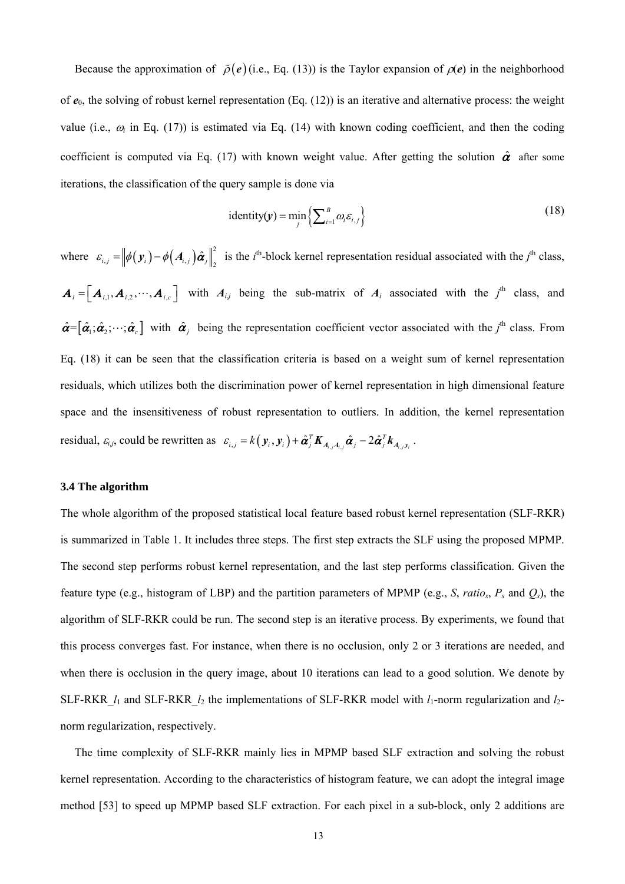Because the approximation of $\tilde{\rho}(\boldsymbol{e})$ (i.e., Eq. (13)) is the Taylor expansion of $\rho(\boldsymbol{e})$ in the neighborhood of $\boldsymbol{e}_0$, the solving of robust kernel representation (Eq. (12)) is an iterative and alternative process: the weight value (i.e., $\omega_i$ in Eq. (17)) is estimated via Eq. (14) with known coding coefficient, and then the coding coefficient is computed via Eq. (17) with known weight value. After getting the solution $\hat{\boldsymbol{\alpha}}$ after some iterations, the classification of the query sample is done via

$$\text{identity}(\boldsymbol{y}) = \min_j \left\{ \sum_{i=1}^{B} \omega_i \varepsilon_{i,j} \right\} \tag{18}$$

where $\varepsilon_{i,j} = \left\| \phi(\boldsymbol{y}_i) - \phi(\boldsymbol{A}_{i,j}) \hat{\boldsymbol{\alpha}}_j \right\|_2^2$ is the $i^{\text{th}}$-block kernel representation residual associated with the $j^{\text{th}}$ class, $\boldsymbol{A}_i = \left[ \boldsymbol{A}_{i,1}, \boldsymbol{A}_{i,2}, \cdots, \boldsymbol{A}_{i,c} \right]$ with $\boldsymbol{A}_{i,j}$ being the sub-matrix of $\boldsymbol{A}_i$ associated with the $j^{\text{th}}$ class, and $\hat{\boldsymbol{\alpha}} = \left[ \hat{\boldsymbol{\alpha}}_1; \hat{\boldsymbol{\alpha}}_2; \cdots; \hat{\boldsymbol{\alpha}}_c \right]$ with $\hat{\boldsymbol{\alpha}}_j$ being the representation coefficient vector associated with the $j^{\text{th}}$ class. From Eq. (18) it can be seen that the classification criteria is based on a weight sum of kernel representation residuals, which utilizes both the discrimination power of kernel representation in high dimensional feature space and the insensitiveness of robust representation to outliers. In addition, the kernel representation residual, $\varepsilon_{i,j}$, could be rewritten as $\varepsilon_{i,j} = k(\boldsymbol{y}_i, \boldsymbol{y}_i) + \hat{\boldsymbol{\alpha}}_j^T \boldsymbol{K}_{\boldsymbol{A}_{i,j}\boldsymbol{A}_{i,j}} \hat{\boldsymbol{\alpha}}_j - 2\hat{\boldsymbol{\alpha}}_j^T \boldsymbol{k}_{\boldsymbol{A}_{i,j}\boldsymbol{y}_i}$.

### 3.4 The algorithm

The whole algorithm of the proposed statistical local feature based robust kernel representation (SLF-RKR) is summarized in Table 1. It includes three steps. The first step extracts the SLF using the proposed MPMP. The second step performs robust kernel representation, and the last step performs classification. Given the feature type (e.g., histogram of LBP) and the partition parameters of MPMP (e.g., $S$, $ratio_s$, $P_s$ and $Q_s$), the algorithm of SLF-RKR could be run. The second step is an iterative process. By experiments, we found that this process converges fast. For instance, when there is no occlusion, only 2 or 3 iterations are needed, and when there is occlusion in the query image, about 10 iterations can lead to a good solution. We denote by SLF-RKR_$l_1$ and SLF-RKR_$l_2$ the implementations of SLF-RKR model with $l_1$-norm regularization and $l_2$-norm regularization, respectively.

The time complexity of SLF-RKR mainly lies in MPMP based SLF extraction and solving the robust kernel representation. According to the characteristics of histogram feature, we can adopt the integral image method [53] to speed up MPMP based SLF extraction. For each pixel in a sub-block, only 2 additions are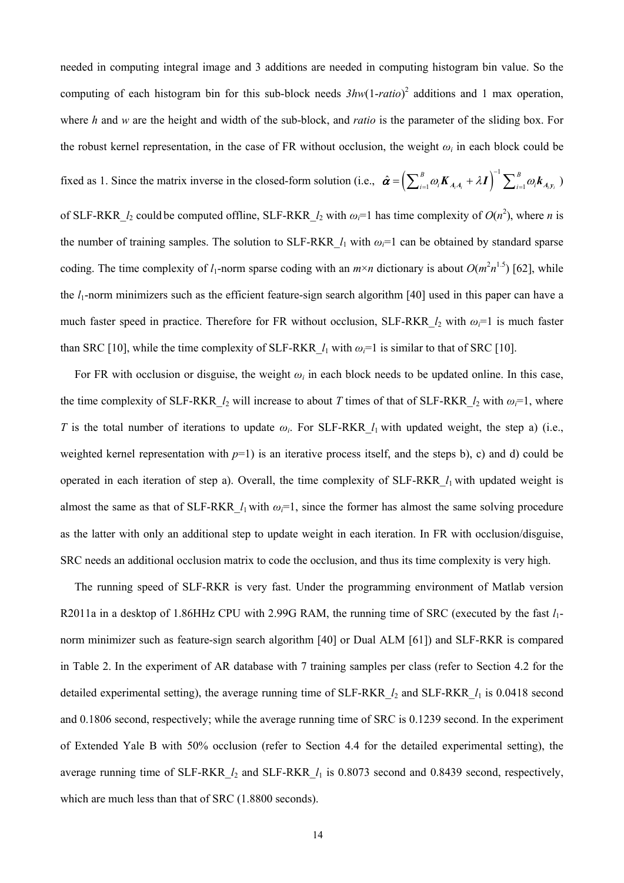needed in computing integral image and 3 additions are needed in computing histogram bin value. So the computing of each histogram bin for this sub-block needs $3hw(1\text{-}ratio)^2$ additions and 1 max operation, where $h$ and $w$ are the height and width of the sub-block, and *ratio* is the parameter of the sliding box. For the robust kernel representation, in the case of FR without occlusion, the weight $\omega_i$ in each block could be fixed as 1. Since the matrix inverse in the closed-form solution (i.e., $\hat{\boldsymbol{\alpha}} = \left(\sum_{i=1}^{B} \omega_i \boldsymbol{K}_{A_i A_i} + \lambda \boldsymbol{I}\right)^{-1} \sum_{i=1}^{B} \omega_i \boldsymbol{k}_{A_i y_i}$ ) of SLF-RKR_$l_2$ could be computed offline, SLF-RKR_$l_2$ with $\omega_i$=1 has time complexity of $O(n^2)$, where $n$ is the number of training samples. The solution to SLF-RKR_$l_1$ with $\omega_i$=1 can be obtained by standard sparse coding. The time complexity of $l_1$-norm sparse coding with an $m \times n$ dictionary is about $O(m^2 n^{1.5})$ [62], while the $l_1$-norm minimizers such as the efficient feature-sign search algorithm [40] used in this paper can have a much faster speed in practice. Therefore for FR without occlusion, SLF-RKR_$l_2$ with $\omega_i$=1 is much faster than SRC [10], while the time complexity of SLF-RKR_$l_1$ with $\omega_i$=1 is similar to that of SRC [10].

For FR with occlusion or disguise, the weight $\omega_i$ in each block needs to be updated online. In this case, the time complexity of SLF-RKR_$l_2$ will increase to about $T$ times of that of SLF-RKR_$l_2$ with $\omega_i$=1, where $T$ is the total number of iterations to update $\omega_i$. For SLF-RKR_$l_1$ with updated weight, the step a) (i.e., weighted kernel representation with $p$=1) is an iterative process itself, and the steps b), c) and d) could be operated in each iteration of step a). Overall, the time complexity of SLF-RKR_$l_1$ with updated weight is almost the same as that of SLF-RKR_$l_1$ with $\omega_i$=1, since the former has almost the same solving procedure as the latter with only an additional step to update weight in each iteration. In FR with occlusion/disguise, SRC needs an additional occlusion matrix to code the occlusion, and thus its time complexity is very high.

The running speed of SLF-RKR is very fast. Under the programming environment of Matlab version R2011a in a desktop of 1.86HHz CPU with 2.99G RAM, the running time of SRC (executed by the fast $l_1$-norm minimizer such as feature-sign search algorithm [40] or Dual ALM [61]) and SLF-RKR is compared in Table 2. In the experiment of AR database with 7 training samples per class (refer to Section 4.2 for the detailed experimental setting), the average running time of SLF-RKR_$l_2$ and SLF-RKR_$l_1$ is 0.0418 second and 0.1806 second, respectively; while the average running time of SRC is 0.1239 second. In the experiment of Extended Yale B with 50% occlusion (refer to Section 4.4 for the detailed experimental setting), the average running time of SLF-RKR_$l_2$ and SLF-RKR_$l_1$ is 0.8073 second and 0.8439 second, respectively, which are much less than that of SRC (1.8800 seconds).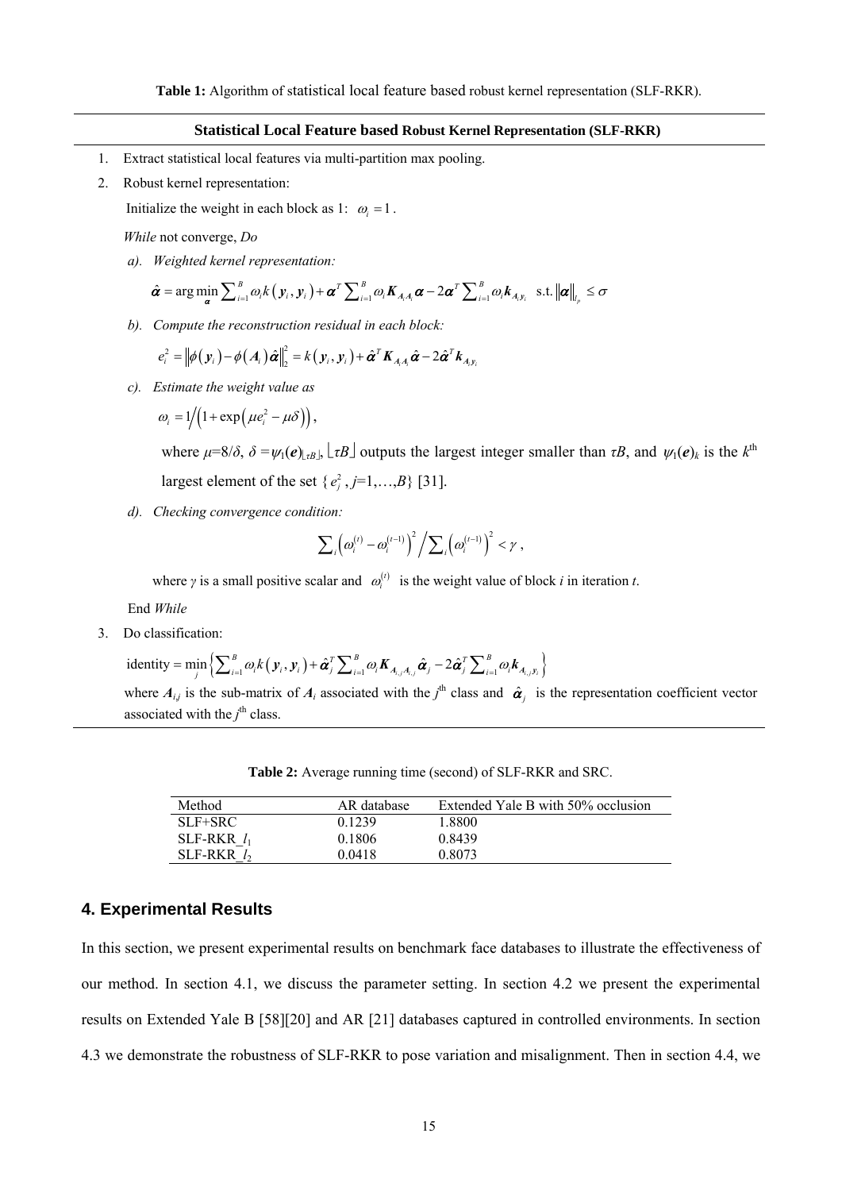**Table 1:** Algorithm of statistical local feature based robust kernel representation (SLF-RKR).

---

**Statistical Local Feature based Robust Kernel Representation (SLF-RKR)**

---

1. Extract statistical local features via multi-partition max pooling.
2. Robust kernel representation:

   Initialize the weight in each block as 1: $\omega_i = 1$.

   *While* not converge, *Do*

   *a). Weighted kernel representation:*

   $$\hat{\boldsymbol{\alpha}} = \arg\min_{\boldsymbol{\alpha}} \sum_{i=1}^{B} \omega_i k\left(\boldsymbol{y}_i, \boldsymbol{y}_i\right) + \boldsymbol{\alpha}^T \sum_{i=1}^{B} \omega_i \boldsymbol{K}_{A_i A_i} \boldsymbol{\alpha} - 2\boldsymbol{\alpha}^T \sum_{i=1}^{B} \omega_i \boldsymbol{k}_{A_i y_i} \quad \text{s.t.} \ \|\boldsymbol{\alpha}\|_{l_p} \le \sigma$$

   *b). Compute the reconstruction residual in each block:*

   $$e_i^2 = \left\|\phi\left(\boldsymbol{y}_i\right) - \phi\left(\boldsymbol{A}_i\right)\hat{\boldsymbol{\alpha}}\right\|_2^2 = k\left(\boldsymbol{y}_i, \boldsymbol{y}_i\right) + \hat{\boldsymbol{\alpha}}^T \boldsymbol{K}_{A_i A_i} \hat{\boldsymbol{\alpha}} - 2\hat{\boldsymbol{\alpha}}^T \boldsymbol{k}_{A_i y_i}$$

   *c). Estimate the weight value as*

   $$\omega_i = 1 \Big/ \left(1 + \exp\left(\mu e_i^2 - \mu\delta\right)\right),$$

   where $\mu=8/\delta$, $\delta = \psi_1(\boldsymbol{e})_{\lfloor \tau B \rfloor}$, $\lfloor \tau B \rfloor$ outputs the largest integer smaller than $\tau B$, and $\psi_1(\boldsymbol{e})_k$ is the $k^{\text{th}}$ largest element of the set $\{e_j^2, j=1,\ldots,B\}$ [31].

   *d). Checking convergence condition:*

   $$\sum_i \left(\omega_i^{(t)} - \omega_i^{(t-1)}\right)^2 \Big/ \sum_i \left(\omega_i^{(t-1)}\right)^2 < \gamma,$$

   where $\gamma$ is a small positive scalar and $\omega_i^{(t)}$ is the weight value of block $i$ in iteration $t$.

   End *While*

3. Do classification:

   $$\text{identity} = \min_j \left\{ \sum_{i=1}^{B} \omega_i k\left(\boldsymbol{y}_i, \boldsymbol{y}_i\right) + \hat{\boldsymbol{\alpha}}_j^T \sum_{i=1}^{B} \omega_i \boldsymbol{K}_{A_{i,j} A_{i,j}} \hat{\boldsymbol{\alpha}}_j - 2\hat{\boldsymbol{\alpha}}_j^T \sum_{i=1}^{B} \omega_i \boldsymbol{k}_{A_{i,j} y_i} \right\}$$

   where $\boldsymbol{A}_{i,j}$ is the sub-matrix of $\boldsymbol{A}_i$ associated with the $j^{\text{th}}$ class and $\hat{\boldsymbol{\alpha}}_j$ is the representation coefficient vector associated with the $j^{\text{th}}$ class.

---

**Table 2:** Average running time (second) of SLF-RKR and SRC.

| Method | AR database | Extended Yale B with 50% occlusion |
|---|---|---|
| SLF+SRC | 0.1239 | 1.8800 |
| SLF-RKR_$l_1$ | 0.1806 | 0.8439 |
| SLF-RKR_$l_2$ | 0.0418 | 0.8073 |

## 4. Experimental Results

In this section, we present experimental results on benchmark face databases to illustrate the effectiveness of our method. In section 4.1, we discuss the parameter setting. In section 4.2 we present the experimental results on Extended Yale B [58][20] and AR [21] databases captured in controlled environments. In section 4.3 we demonstrate the robustness of SLF-RKR to pose variation and misalignment. Then in section 4.4, we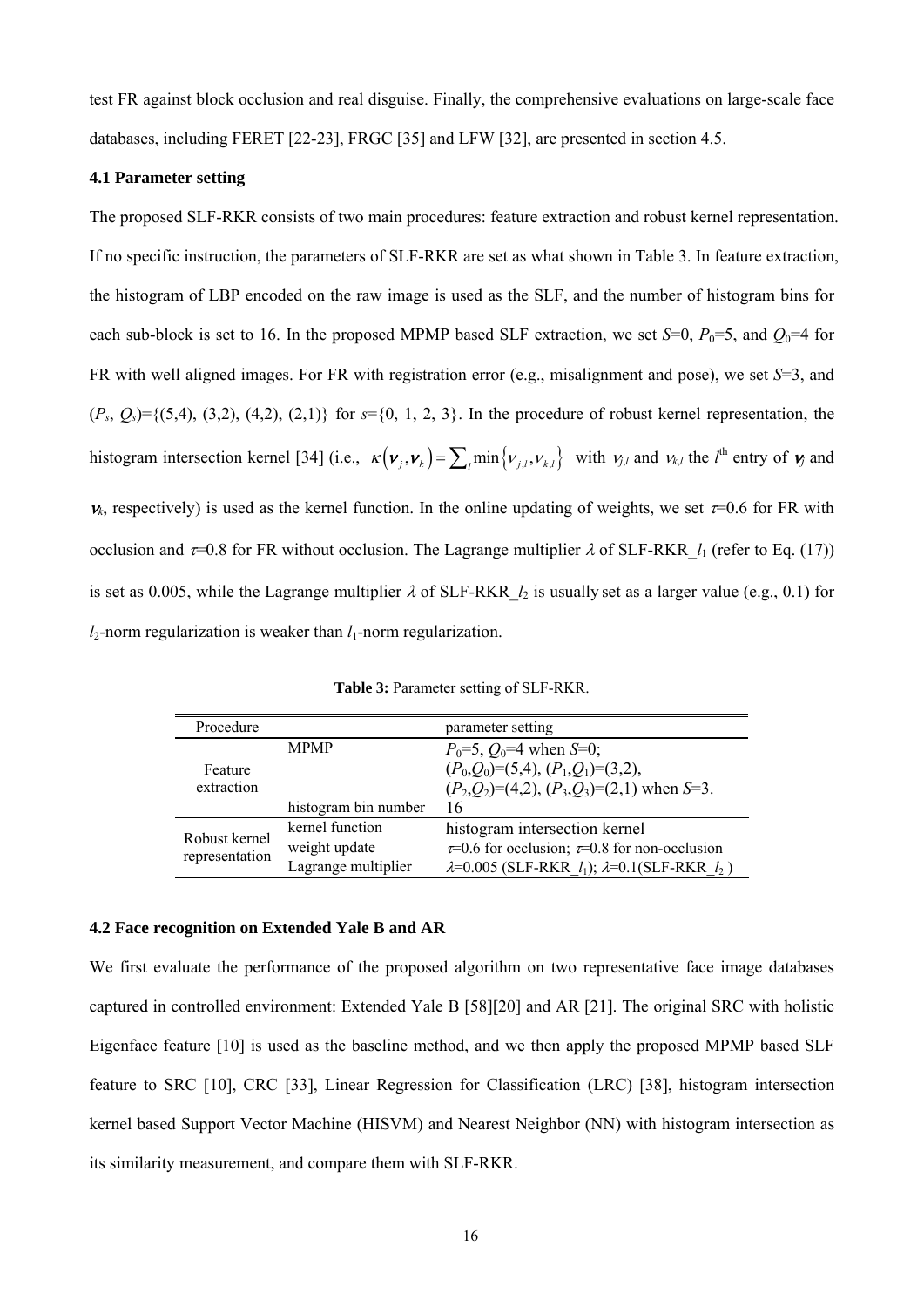test FR against block occlusion and real disguise. Finally, the comprehensive evaluations on large-scale face databases, including FERET [22-23], FRGC [35] and LFW [32], are presented in section 4.5.

### 4.1 Parameter setting

The proposed SLF-RKR consists of two main procedures: feature extraction and robust kernel representation. If no specific instruction, the parameters of SLF-RKR are set as what shown in Table 3. In feature extraction, the histogram of LBP encoded on the raw image is used as the SLF, and the number of histogram bins for each sub-block is set to 16. In the proposed MPMP based SLF extraction, we set $S$=0, $P_0$=5, and $Q_0$=4 for FR with well aligned images. For FR with registration error (e.g., misalignment and pose), we set $S$=3, and $(P_s, Q_s)$={(5,4), (3,2), (4,2), (2,1)} for $s$={0, 1, 2, 3}. In the procedure of robust kernel representation, the histogram intersection kernel [34] (i.e., $\kappa(\boldsymbol{\nu}_j, \boldsymbol{\nu}_k) = \sum_l \min\{\nu_{j,l}, \nu_{k,l}\}$ with $\nu_{j,l}$ and $\nu_{k,l}$ the $l^{\text{th}}$ entry of $\boldsymbol{\nu}_j$ and $\boldsymbol{\nu}_k$, respectively) is used as the kernel function. In the online updating of weights, we set $\tau$=0.6 for FR with occlusion and $\tau$=0.8 for FR without occlusion. The Lagrange multiplier $\lambda$ of SLF-RKR_$l_1$ (refer to Eq. (17)) is set as 0.005, while the Lagrange multiplier $\lambda$ of SLF-RKR_$l_2$ is usually set as a larger value (e.g., 0.1) for $l_2$-norm regularization is weaker than $l_1$-norm regularization.

**Table 3:** Parameter setting of SLF-RKR.

| Procedure | | parameter setting |
|---|---|---|
| Feature extraction | MPMP | $P_0$=5, $Q_0$=4 when $S$=0; $(P_0,Q_0)$=(5,4), $(P_1,Q_1)$=(3,2), $(P_2,Q_2)$=(4,2), $(P_3,Q_3)$=(2,1) when $S$=3. |
| | histogram bin number | 16 |
| Robust kernel representation | kernel function | histogram intersection kernel |
| | weight update | $\tau$=0.6 for occlusion; $\tau$=0.8 for non-occlusion |
| | Lagrange multiplier | $\lambda$=0.005 (SLF-RKR_$l_1$); $\lambda$=0.1(SLF-RKR_$l_2$ ) |

### 4.2 Face recognition on Extended Yale B and AR

We first evaluate the performance of the proposed algorithm on two representative face image databases captured in controlled environment: Extended Yale B [58][20] and AR [21]. The original SRC with holistic Eigenface feature [10] is used as the baseline method, and we then apply the proposed MPMP based SLF feature to SRC [10], CRC [33], Linear Regression for Classification (LRC) [38], histogram intersection kernel based Support Vector Machine (HISVM) and Nearest Neighbor (NN) with histogram intersection as its similarity measurement, and compare them with SLF-RKR.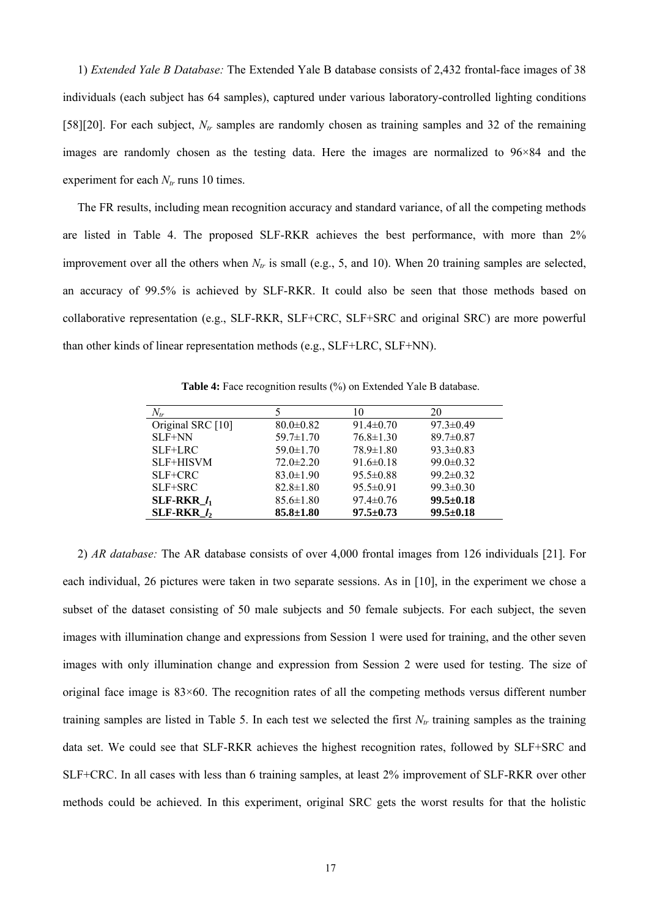1) *Extended Yale B Database:* The Extended Yale B database consists of 2,432 frontal-face images of 38 individuals (each subject has 64 samples), captured under various laboratory-controlled lighting conditions [58][20]. For each subject, $N_{tr}$ samples are randomly chosen as training samples and 32 of the remaining images are randomly chosen as the testing data. Here the images are normalized to 96×84 and the experiment for each $N_{tr}$ runs 10 times.

The FR results, including mean recognition accuracy and standard variance, of all the competing methods are listed in Table 4. The proposed SLF-RKR achieves the best performance, with more than 2% improvement over all the others when $N_{tr}$ is small (e.g., 5, and 10). When 20 training samples are selected, an accuracy of 99.5% is achieved by SLF-RKR. It could also be seen that those methods based on collaborative representation (e.g., SLF-RKR, SLF+CRC, SLF+SRC and original SRC) are more powerful than other kinds of linear representation methods (e.g., SLF+LRC, SLF+NN).

**Table 4:** Face recognition results (%) on Extended Yale B database.

| $N_{tr}$ | 5 | 10 | 20 |
|---|---|---|---|
| Original SRC [10] | 80.0±0.82 | 91.4±0.70 | 97.3±0.49 |
| SLF+NN | 59.7±1.70 | 76.8±1.30 | 89.7±0.87 |
| SLF+LRC | 59.0±1.70 | 78.9±1.80 | 93.3±0.83 |
| SLF+HISVM | 72.0±2.20 | 91.6±0.18 | 99.0±0.32 |
| SLF+CRC | 83.0±1.90 | 95.5±0.88 | 99.2±0.32 |
| SLF+SRC | 82.8±1.80 | 95.5±0.91 | 99.3±0.30 |
| **SLF-RKR_$l_1$** | 85.6±1.80 | 97.4±0.76 | **99.5±0.18** |
| **SLF-RKR_$l_2$** | **85.8±1.80** | **97.5±0.73** | **99.5±0.18** |

2) *AR database:* The AR database consists of over 4,000 frontal images from 126 individuals [21]. For each individual, 26 pictures were taken in two separate sessions. As in [10], in the experiment we chose a subset of the dataset consisting of 50 male subjects and 50 female subjects. For each subject, the seven images with illumination change and expressions from Session 1 were used for training, and the other seven images with only illumination change and expression from Session 2 were used for testing. The size of original face image is 83×60. The recognition rates of all the competing methods versus different number training samples are listed in Table 5. In each test we selected the first $N_{tr}$ training samples as the training data set. We could see that SLF-RKR achieves the highest recognition rates, followed by SLF+SRC and SLF+CRC. In all cases with less than 6 training samples, at least 2% improvement of SLF-RKR over other methods could be achieved. In this experiment, original SRC gets the worst results for that the holistic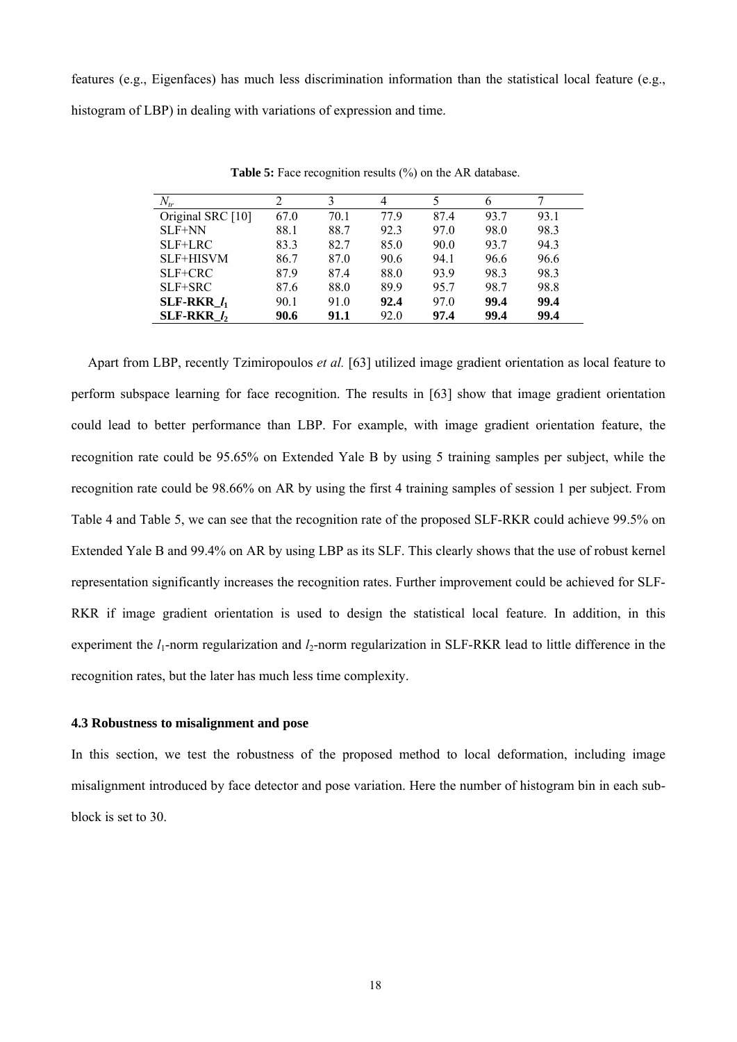features (e.g., Eigenfaces) has much less discrimination information than the statistical local feature (e.g., histogram of LBP) in dealing with variations of expression and time.

**Table 5:** Face recognition results (%) on the AR database.

| $N_{tr}$ | 2 | 3 | 4 | 5 | 6 | 7 |
|---|---|---|---|---|---|---|
| Original SRC [10] | 67.0 | 70.1 | 77.9 | 87.4 | 93.7 | 93.1 |
| SLF+NN | 88.1 | 88.7 | 92.3 | 97.0 | 98.0 | 98.3 |
| SLF+LRC | 83.3 | 82.7 | 85.0 | 90.0 | 93.7 | 94.3 |
| SLF+HISVM | 86.7 | 87.0 | 90.6 | 94.1 | 96.6 | 96.6 |
| SLF+CRC | 87.9 | 87.4 | 88.0 | 93.9 | 98.3 | 98.3 |
| SLF+SRC | 87.6 | 88.0 | 89.9 | 95.7 | 98.7 | 98.8 |
| **SLF-RKR_$l_1$** | 90.1 | 91.0 | **92.4** | 97.0 | **99.4** | **99.4** |
| **SLF-RKR_$l_2$** | **90.6** | **91.1** | 92.0 | **97.4** | **99.4** | **99.4** |

Apart from LBP, recently Tzimiropoulos *et al.* [63] utilized image gradient orientation as local feature to perform subspace learning for face recognition. The results in [63] show that image gradient orientation could lead to better performance than LBP. For example, with image gradient orientation feature, the recognition rate could be 95.65% on Extended Yale B by using 5 training samples per subject, while the recognition rate could be 98.66% on AR by using the first 4 training samples of session 1 per subject. From Table 4 and Table 5, we can see that the recognition rate of the proposed SLF-RKR could achieve 99.5% on Extended Yale B and 99.4% on AR by using LBP as its SLF. This clearly shows that the use of robust kernel representation significantly increases the recognition rates. Further improvement could be achieved for SLF-RKR if image gradient orientation is used to design the statistical local feature. In addition, in this experiment the $l_1$-norm regularization and $l_2$-norm regularization in SLF-RKR lead to little difference in the recognition rates, but the later has much less time complexity.

### 4.3 Robustness to misalignment and pose

In this section, we test the robustness of the proposed method to local deformation, including image misalignment introduced by face detector and pose variation. Here the number of histogram bin in each sub-block is set to 30.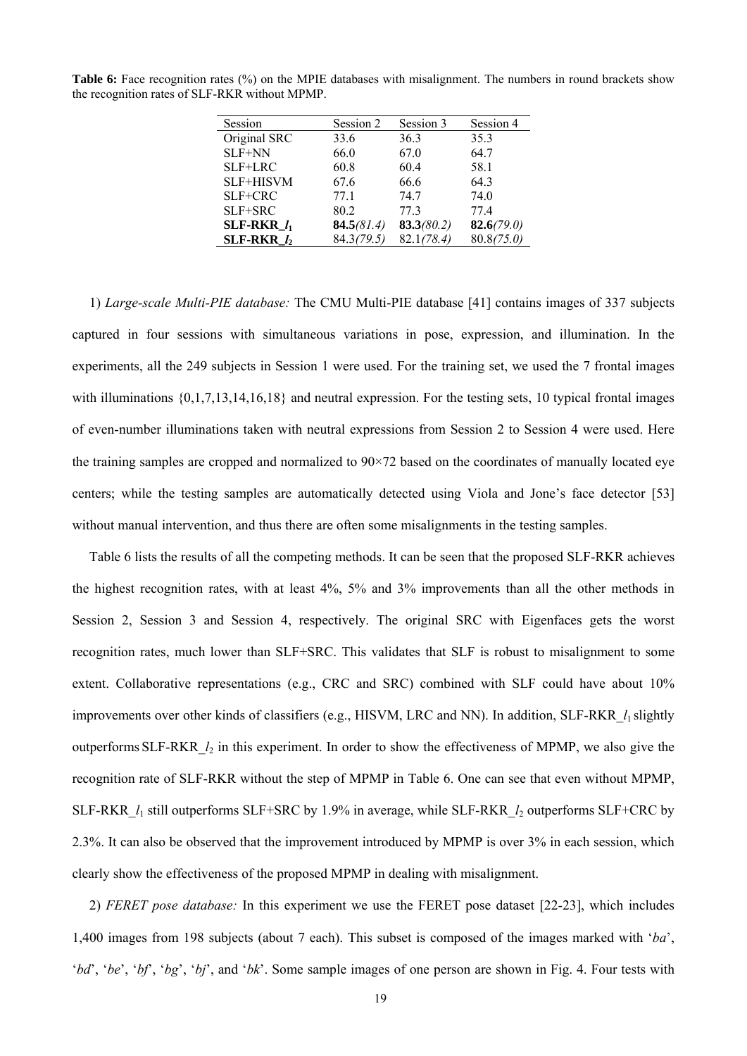**Table 6:** Face recognition rates (%) on the MPIE databases with misalignment. The numbers in round brackets show the recognition rates of SLF-RKR without MPMP.

| Session | Session 2 | Session 3 | Session 4 |
|---|---|---|---|
| Original SRC | 33.6 | 36.3 | 35.3 |
| SLF+NN | 66.0 | 67.0 | 64.7 |
| SLF+LRC | 60.8 | 60.4 | 58.1 |
| SLF+HISVM | 67.6 | 66.6 | 64.3 |
| SLF+CRC | 77.1 | 74.7 | 74.0 |
| SLF+SRC | 80.2 | 77.3 | 77.4 |
| **SLF-RKR_$l_1$** | **84.5***(81.4)* | **83.3***(80.2)* | **82.6***(79.0)* |
| **SLF-RKR_$l_2$** | 84.3*(79.5)* | 82.1*(78.4)* | 80.8*(75.0)* |

1) *Large-scale Multi-PIE database:* The CMU Multi-PIE database [41] contains images of 337 subjects captured in four sessions with simultaneous variations in pose, expression, and illumination. In the experiments, all the 249 subjects in Session 1 were used. For the training set, we used the 7 frontal images with illuminations {0,1,7,13,14,16,18} and neutral expression. For the testing sets, 10 typical frontal images of even-number illuminations taken with neutral expressions from Session 2 to Session 4 were used. Here the training samples are cropped and normalized to 90×72 based on the coordinates of manually located eye centers; while the testing samples are automatically detected using Viola and Jone's face detector [53] without manual intervention, and thus there are often some misalignments in the testing samples.

Table 6 lists the results of all the competing methods. It can be seen that the proposed SLF-RKR achieves the highest recognition rates, with at least 4%, 5% and 3% improvements than all the other methods in Session 2, Session 3 and Session 4, respectively. The original SRC with Eigenfaces gets the worst recognition rates, much lower than SLF+SRC. This validates that SLF is robust to misalignment to some extent. Collaborative representations (e.g., CRC and SRC) combined with SLF could have about 10% improvements over other kinds of classifiers (e.g., HISVM, LRC and NN). In addition, SLF-RKR_$l_1$ slightly outperforms SLF-RKR_$l_2$ in this experiment. In order to show the effectiveness of MPMP, we also give the recognition rate of SLF-RKR without the step of MPMP in Table 6. One can see that even without MPMP, SLF-RKR_$l_1$ still outperforms SLF+SRC by 1.9% in average, while SLF-RKR_$l_2$ outperforms SLF+CRC by 2.3%. It can also be observed that the improvement introduced by MPMP is over 3% in each session, which clearly show the effectiveness of the proposed MPMP in dealing with misalignment.

2) *FERET pose database:* In this experiment we use the FERET pose dataset [22-23], which includes 1,400 images from 198 subjects (about 7 each). This subset is composed of the images marked with '*ba*', '*bd*', '*be*', '*bf*', '*bg*', '*bj*', and '*bk*'. Some sample images of one person are shown in Fig. 4. Four tests with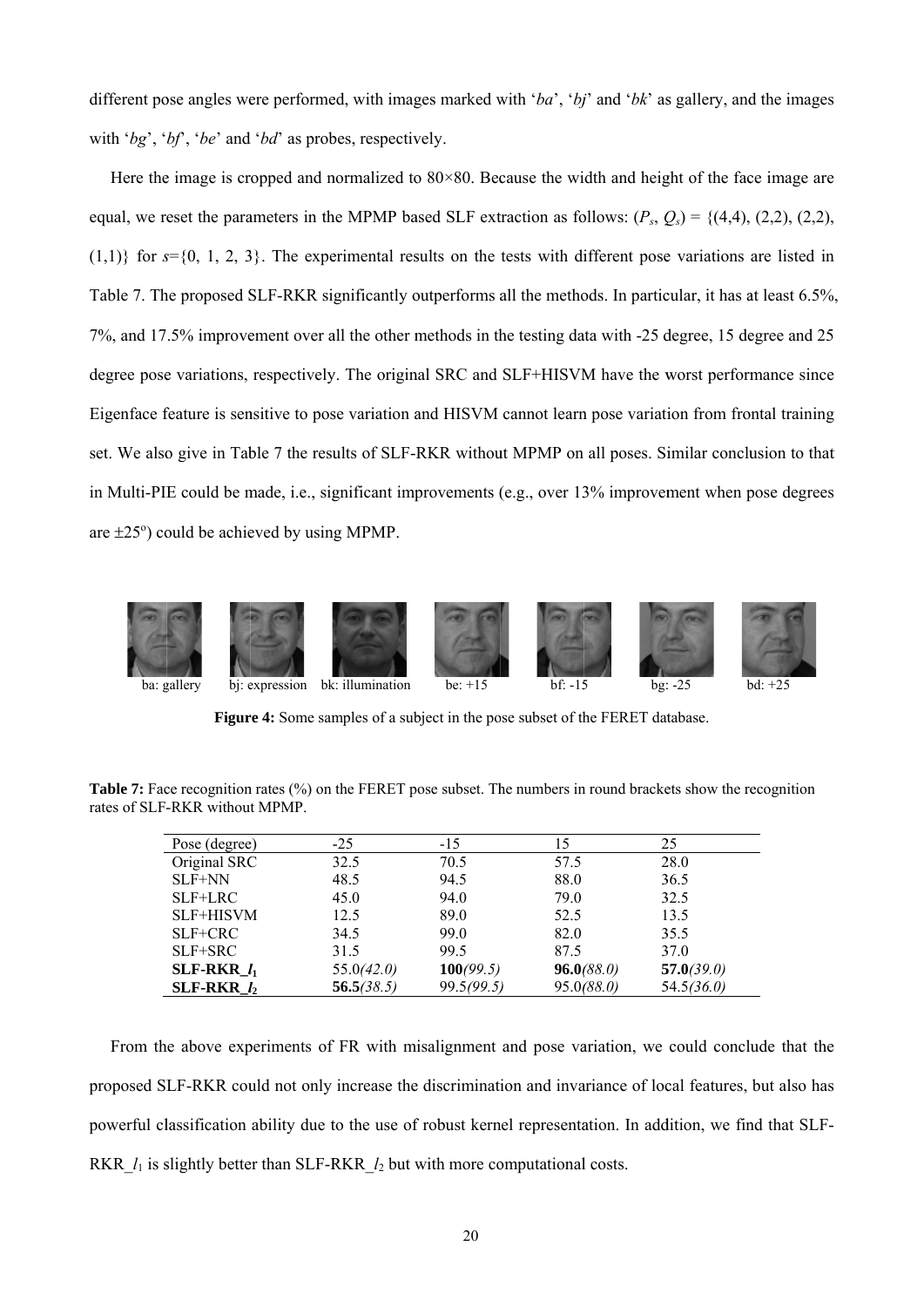different pose angles were performed, with images marked with '*ba*', '*bj*' and '*bk*' as gallery, and the images with '*bg*', '*bf*', '*be*' and '*bd*' as probes, respectively.

Here the image is cropped and normalized to 80×80. Because the width and height of the face image are equal, we reset the parameters in the MPMP based SLF extraction as follows: $(P_s, Q_s) = \{(4,4), (2,2), (2,2), (1,1)\}$ for $s=\{0, 1, 2, 3\}$. The experimental results on the tests with different pose variations are listed in Table 7. The proposed SLF-RKR significantly outperforms all the methods. In particular, it has at least 6.5%, 7%, and 17.5% improvement over all the other methods in the testing data with -25 degree, 15 degree and 25 degree pose variations, respectively. The original SRC and SLF+HISVM have the worst performance since Eigenface feature is sensitive to pose variation and HISVM cannot learn pose variation from frontal training set. We also give in Table 7 the results of SLF-RKR without MPMP on all poses. Similar conclusion to that in Multi-PIE could be made, i.e., significant improvements (e.g., over 13% improvement when pose degrees are $\pm 25^{o}$) could be achieved by using MPMP.

ba: gallery   bj: expression   bk: illumination   be: +15   bf: -15   bg: -25   bd: +25

**Figure 4:** Some samples of a subject in the pose subset of the FERET database.

**Table 7:** Face recognition rates (%) on the FERET pose subset. The numbers in round brackets show the recognition rates of SLF-RKR without MPMP.

| Pose (degree) | -25 | -15 | 15 | 25 |
|---|---|---|---|---|
| Original SRC | 32.5 | 70.5 | 57.5 | 28.0 |
| SLF+NN | 48.5 | 94.5 | 88.0 | 36.5 |
| SLF+LRC | 45.0 | 94.0 | 79.0 | 32.5 |
| SLF+HISVM | 12.5 | 89.0 | 52.5 | 13.5 |
| SLF+CRC | 34.5 | 99.0 | 82.0 | 35.5 |
| SLF+SRC | 31.5 | 99.5 | 87.5 | 37.0 |
| **SLF-RKR_$l_1$** | 55.0*(42.0)* | **100***(99.5)* | **96.0***(88.0)* | **57.0***(39.0)* |
| **SLF-RKR_$l_2$** | **56.5***(38.5)* | 99.5*(99.5)* | 95.0*(88.0)* | 54.5*(36.0)* |

From the above experiments of FR with misalignment and pose variation, we could conclude that the proposed SLF-RKR could not only increase the discrimination and invariance of local features, but also has powerful classification ability due to the use of robust kernel representation. In addition, we find that SLF-RKR_$l_1$ is slightly better than SLF-RKR_$l_2$ but with more computational costs.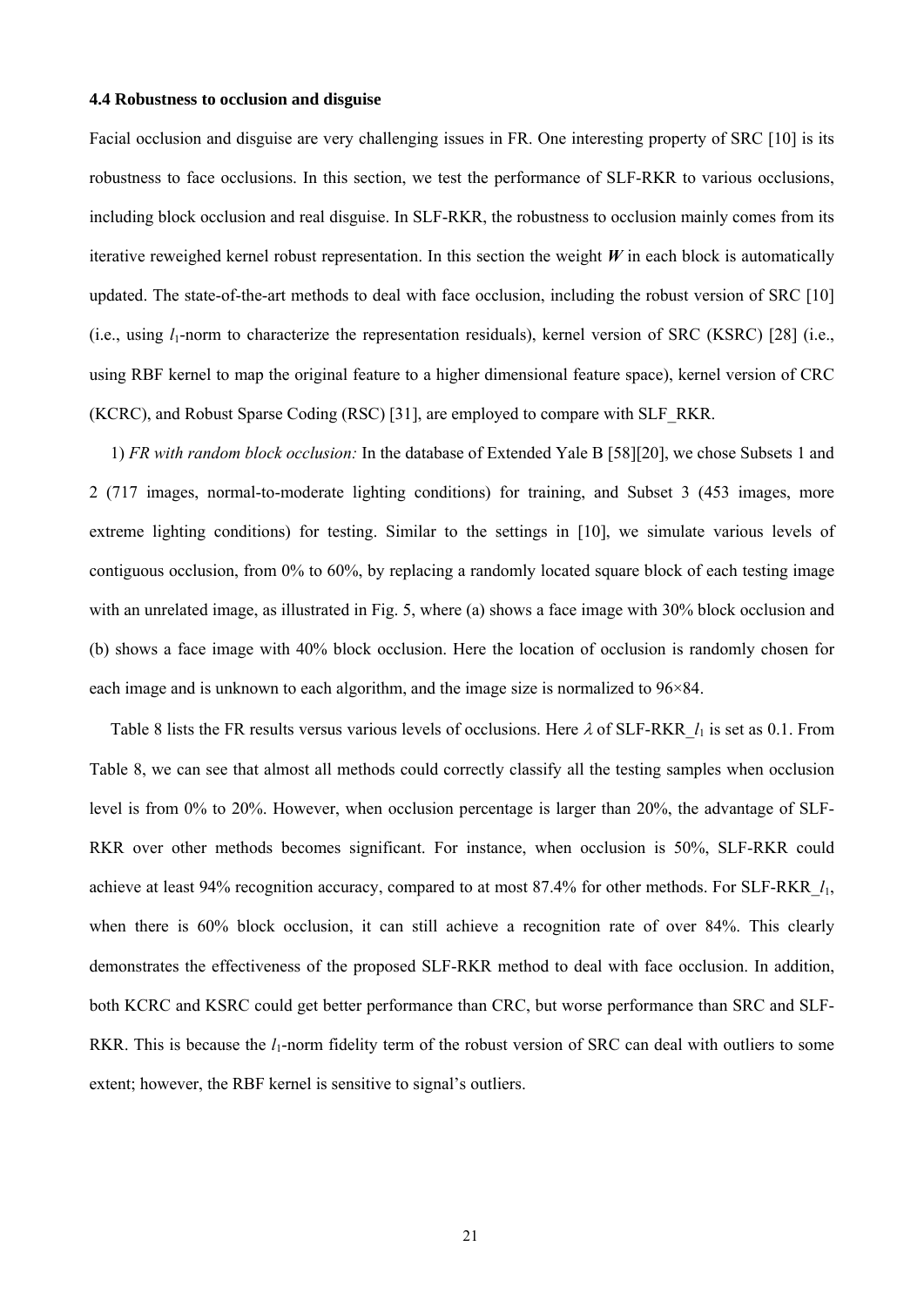#### 4.4 Robustness to occlusion and disguise

Facial occlusion and disguise are very challenging issues in FR. One interesting property of SRC [10] is its robustness to face occlusions. In this section, we test the performance of SLF-RKR to various occlusions, including block occlusion and real disguise. In SLF-RKR, the robustness to occlusion mainly comes from its iterative reweighed kernel robust representation. In this section the weight $\boldsymbol{W}$ in each block is automatically updated. The state-of-the-art methods to deal with face occlusion, including the robust version of SRC [10] (i.e., using $l_1$-norm to characterize the representation residuals), kernel version of SRC (KSRC) [28] (i.e., using RBF kernel to map the original feature to a higher dimensional feature space), kernel version of CRC (KCRC), and Robust Sparse Coding (RSC) [31], are employed to compare with SLF_RKR.

1) *FR with random block occlusion:* In the database of Extended Yale B [58][20], we chose Subsets 1 and 2 (717 images, normal-to-moderate lighting conditions) for training, and Subset 3 (453 images, more extreme lighting conditions) for testing. Similar to the settings in [10], we simulate various levels of contiguous occlusion, from 0% to 60%, by replacing a randomly located square block of each testing image with an unrelated image, as illustrated in Fig. 5, where (a) shows a face image with 30% block occlusion and (b) shows a face image with 40% block occlusion. Here the location of occlusion is randomly chosen for each image and is unknown to each algorithm, and the image size is normalized to 96×84.

Table 8 lists the FR results versus various levels of occlusions. Here $\lambda$ of SLF-RKR_$l_1$ is set as 0.1. From Table 8, we can see that almost all methods could correctly classify all the testing samples when occlusion level is from 0% to 20%. However, when occlusion percentage is larger than 20%, the advantage of SLF-RKR over other methods becomes significant. For instance, when occlusion is 50%, SLF-RKR could achieve at least 94% recognition accuracy, compared to at most 87.4% for other methods. For SLF-RKR_$l_1$, when there is 60% block occlusion, it can still achieve a recognition rate of over 84%. This clearly demonstrates the effectiveness of the proposed SLF-RKR method to deal with face occlusion. In addition, both KCRC and KSRC could get better performance than CRC, but worse performance than SRC and SLF-RKR. This is because the $l_1$-norm fidelity term of the robust version of SRC can deal with outliers to some extent; however, the RBF kernel is sensitive to signal's outliers.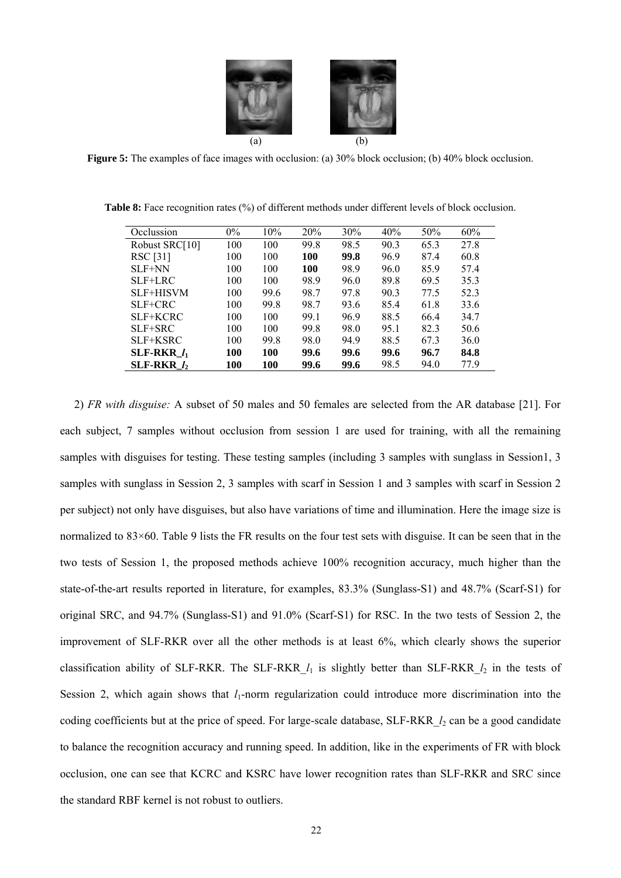(a) (b)

**Figure 5:** The examples of face images with occlusion: (a) 30% block occlusion; (b) 40% block occlusion.

**Table 8:** Face recognition rates (%) of different methods under different levels of block occlusion.

| Occlussion | 0% | 10% | 20% | 30% | 40% | 50% | 60% |
|---|---|---|---|---|---|---|---|
| Robust SRC[10] | 100 | 100 | 99.8 | 98.5 | 90.3 | 65.3 | 27.8 |
| RSC [31] | 100 | 100 | **100** | **99.8** | 96.9 | 87.4 | 60.8 |
| SLF+NN | 100 | 100 | **100** | 98.9 | 96.0 | 85.9 | 57.4 |
| SLF+LRC | 100 | 100 | 98.9 | 96.0 | 89.8 | 69.5 | 35.3 |
| SLF+HISVM | 100 | 99.6 | 98.7 | 97.8 | 90.3 | 77.5 | 52.3 |
| SLF+CRC | 100 | 99.8 | 98.7 | 93.6 | 85.4 | 61.8 | 33.6 |
| SLF+KCRC | 100 | 100 | 99.1 | 96.9 | 88.5 | 66.4 | 34.7 |
| SLF+SRC | 100 | 100 | 99.8 | 98.0 | 95.1 | 82.3 | 50.6 |
| SLF+KSRC | 100 | 99.8 | 98.0 | 94.9 | 88.5 | 67.3 | 36.0 |
| **SLF-RKR_$l_1$** | **100** | **100** | **99.6** | **99.6** | **99.6** | **96.7** | **84.8** |
| **SLF-RKR_$l_2$** | **100** | **100** | **99.6** | **99.6** | 98.5 | 94.0 | 77.9 |

2) *FR with disguise:* A subset of 50 males and 50 females are selected from the AR database [21]. For each subject, 7 samples without occlusion from session 1 are used for training, with all the remaining samples with disguises for testing. These testing samples (including 3 samples with sunglass in Session1, 3 samples with sunglass in Session 2, 3 samples with scarf in Session 1 and 3 samples with scarf in Session 2 per subject) not only have disguises, but also have variations of time and illumination. Here the image size is normalized to 83×60. Table 9 lists the FR results on the four test sets with disguise. It can be seen that in the two tests of Session 1, the proposed methods achieve 100% recognition accuracy, much higher than the state-of-the-art results reported in literature, for examples, 83.3% (Sunglass-S1) and 48.7% (Scarf-S1) for original SRC, and 94.7% (Sunglass-S1) and 91.0% (Scarf-S1) for RSC. In the two tests of Session 2, the improvement of SLF-RKR over all the other methods is at least 6%, which clearly shows the superior classification ability of SLF-RKR. The SLF-RKR_$l_1$ is slightly better than SLF-RKR_$l_2$ in the tests of Session 2, which again shows that $l_1$-norm regularization could introduce more discrimination into the coding coefficients but at the price of speed. For large-scale database, SLF-RKR_$l_2$ can be a good candidate to balance the recognition accuracy and running speed. In addition, like in the experiments of FR with block occlusion, one can see that KCRC and KSRC have lower recognition rates than SLF-RKR and SRC since the standard RBF kernel is not robust to outliers.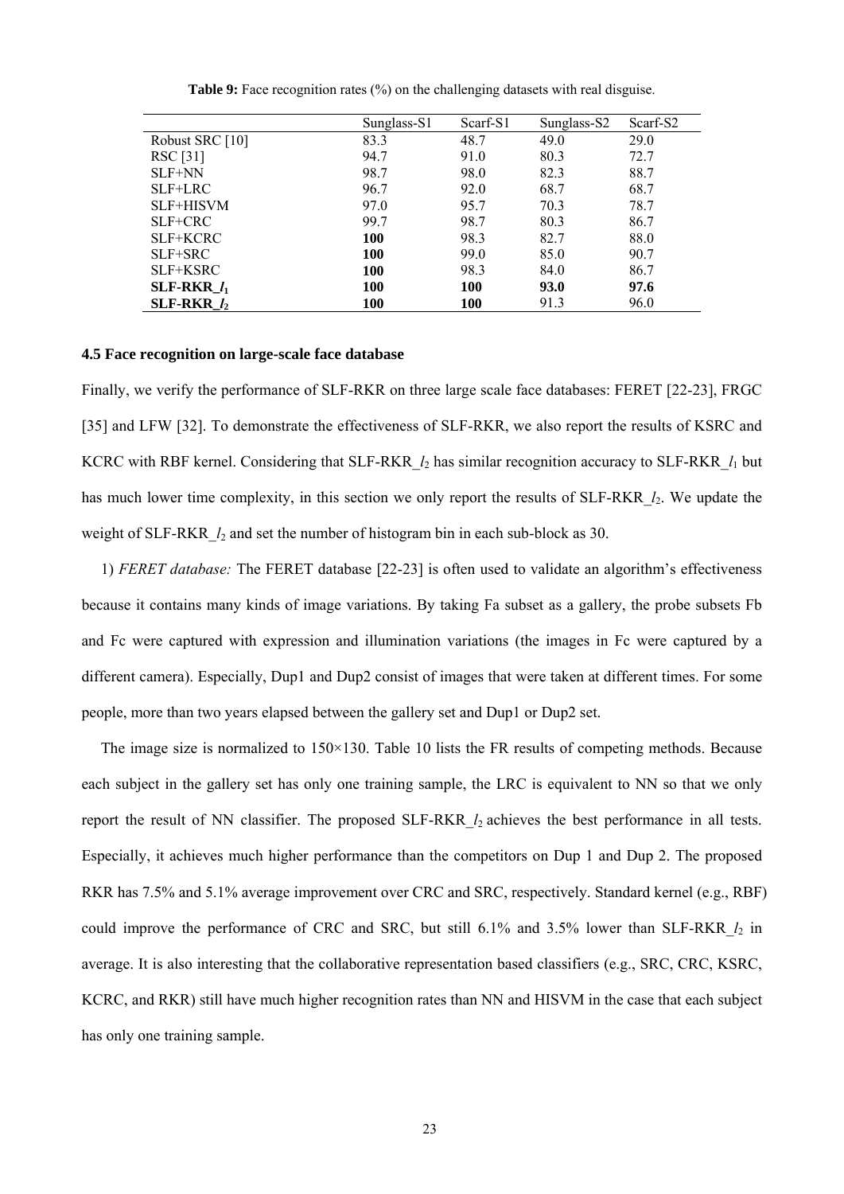**Table 9:** Face recognition rates (%) on the challenging datasets with real disguise.

| | Sunglass-S1 | Scarf-S1 | Sunglass-S2 | Scarf-S2 |
|---|---|---|---|---|
| Robust SRC [10] | 83.3 | 48.7 | 49.0 | 29.0 |
| RSC [31] | 94.7 | 91.0 | 80.3 | 72.7 |
| SLF+NN | 98.7 | 98.0 | 82.3 | 88.7 |
| SLF+LRC | 96.7 | 92.0 | 68.7 | 68.7 |
| SLF+HISVM | 97.0 | 95.7 | 70.3 | 78.7 |
| SLF+CRC | 99.7 | 98.7 | 80.3 | 86.7 |
| SLF+KCRC | **100** | 98.3 | 82.7 | 88.0 |
| SLF+SRC | **100** | 99.0 | 85.0 | 90.7 |
| SLF+KSRC | **100** | 98.3 | 84.0 | 86.7 |
| **SLF-RKR_$l_1$** | **100** | **100** | **93.0** | **97.6** |
| **SLF-RKR_$l_2$** | **100** | **100** | 91.3 | 96.0 |

### 4.5 Face recognition on large-scale face database

Finally, we verify the performance of SLF-RKR on three large scale face databases: FERET [22-23], FRGC [35] and LFW [32]. To demonstrate the effectiveness of SLF-RKR, we also report the results of KSRC and KCRC with RBF kernel. Considering that SLF-RKR_$l_2$ has similar recognition accuracy to SLF-RKR_$l_1$ but has much lower time complexity, in this section we only report the results of SLF-RKR_$l_2$. We update the weight of SLF-RKR_$l_2$ and set the number of histogram bin in each sub-block as 30.

1) *FERET database:* The FERET database [22-23] is often used to validate an algorithm's effectiveness because it contains many kinds of image variations. By taking Fa subset as a gallery, the probe subsets Fb and Fc were captured with expression and illumination variations (the images in Fc were captured by a different camera). Especially, Dup1 and Dup2 consist of images that were taken at different times. For some people, more than two years elapsed between the gallery set and Dup1 or Dup2 set.

The image size is normalized to 150×130. Table 10 lists the FR results of competing methods. Because each subject in the gallery set has only one training sample, the LRC is equivalent to NN so that we only report the result of NN classifier. The proposed SLF-RKR_$l_2$ achieves the best performance in all tests. Especially, it achieves much higher performance than the competitors on Dup 1 and Dup 2. The proposed RKR has 7.5% and 5.1% average improvement over CRC and SRC, respectively. Standard kernel (e.g., RBF) could improve the performance of CRC and SRC, but still 6.1% and 3.5% lower than SLF-RKR_$l_2$ in average. It is also interesting that the collaborative representation based classifiers (e.g., SRC, CRC, KSRC, KCRC, and RKR) still have much higher recognition rates than NN and HISVM in the case that each subject has only one training sample.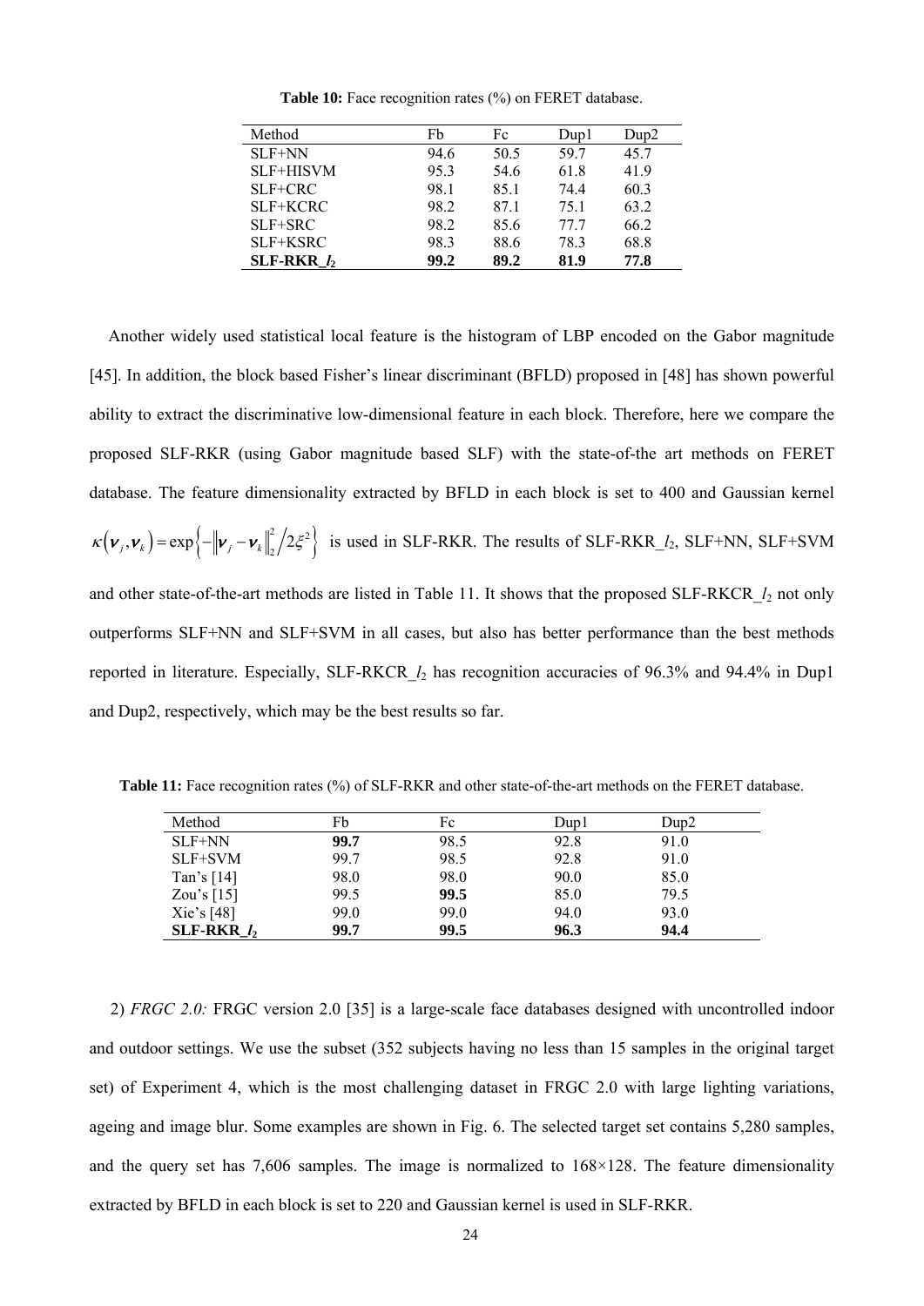**Table 10:** Face recognition rates (%) on FERET database.

| Method | Fb | Fc | Dup1 | Dup2 |
|---|---|---|---|---|
| SLF+NN | 94.6 | 50.5 | 59.7 | 45.7 |
| SLF+HISVM | 95.3 | 54.6 | 61.8 | 41.9 |
| SLF+CRC | 98.1 | 85.1 | 74.4 | 60.3 |
| SLF+KCRC | 98.2 | 87.1 | 75.1 | 63.2 |
| SLF+SRC | 98.2 | 85.6 | 77.7 | 66.2 |
| SLF+KSRC | 98.3 | 88.6 | 78.3 | 68.8 |
| **SLF-RKR_$l_2$** | **99.2** | **89.2** | **81.9** | **77.8** |

Another widely used statistical local feature is the histogram of LBP encoded on the Gabor magnitude [45]. In addition, the block based Fisher's linear discriminant (BFLD) proposed in [48] has shown powerful ability to extract the discriminative low-dimensional feature in each block. Therefore, here we compare the proposed SLF-RKR (using Gabor magnitude based SLF) with the state-of-the art methods on FERET database. The feature dimensionality extracted by BFLD in each block is set to 400 and Gaussian kernel $\kappa(\boldsymbol{v}_j, \boldsymbol{v}_k) = \exp\left\{-\left\|\boldsymbol{v}_j - \boldsymbol{v}_k\right\|_2^2 / 2\xi^2\right\}$ is used in SLF-RKR. The results of SLF-RKR_$l_2$, SLF+NN, SLF+SVM and other state-of-the-art methods are listed in Table 11. It shows that the proposed SLF-RKCR_$l_2$ not only outperforms SLF+NN and SLF+SVM in all cases, but also has better performance than the best methods reported in literature. Especially, SLF-RKCR_$l_2$ has recognition accuracies of 96.3% and 94.4% in Dup1 and Dup2, respectively, which may be the best results so far.

**Table 11:** Face recognition rates (%) of SLF-RKR and other state-of-the-art methods on the FERET database.

| Method | Fb | Fc | Dup1 | Dup2 |
|---|---|---|---|---|
| SLF+NN | **99.7** | 98.5 | 92.8 | 91.0 |
| SLF+SVM | 99.7 | 98.5 | 92.8 | 91.0 |
| Tan's [14] | 98.0 | 98.0 | 90.0 | 85.0 |
| Zou's [15] | 99.5 | **99.5** | 85.0 | 79.5 |
| Xie's [48] | 99.0 | 99.0 | 94.0 | 93.0 |
| **SLF-RKR_$l_2$** | **99.7** | **99.5** | **96.3** | **94.4** |

2) *FRGC 2.0:* FRGC version 2.0 [35] is a large-scale face databases designed with uncontrolled indoor and outdoor settings. We use the subset (352 subjects having no less than 15 samples in the original target set) of Experiment 4, which is the most challenging dataset in FRGC 2.0 with large lighting variations, ageing and image blur. Some examples are shown in Fig. 6. The selected target set contains 5,280 samples, and the query set has 7,606 samples. The image is normalized to 168×128. The feature dimensionality extracted by BFLD in each block is set to 220 and Gaussian kernel is used in SLF-RKR.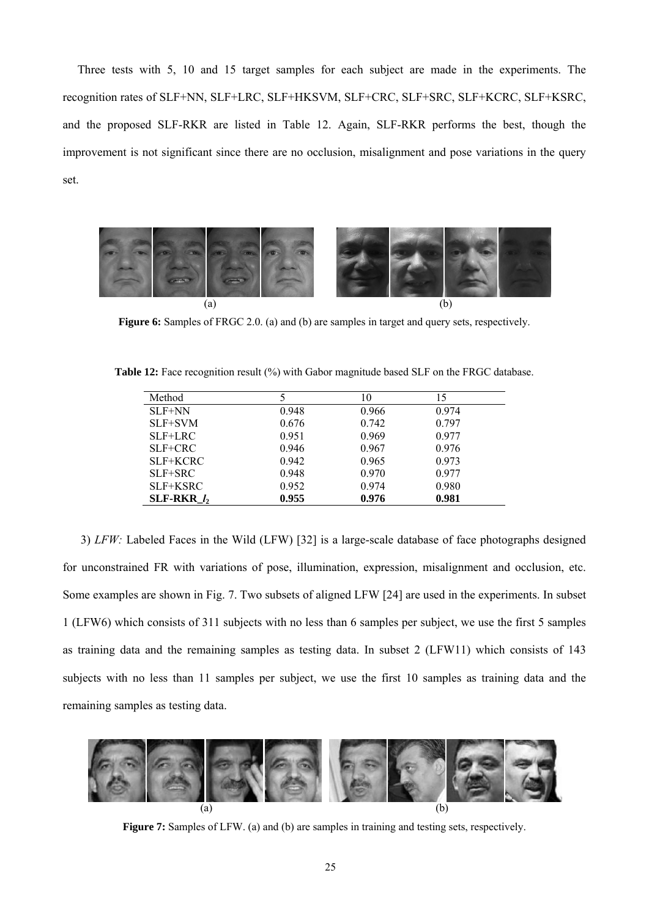Three tests with 5, 10 and 15 target samples for each subject are made in the experiments. The recognition rates of SLF+NN, SLF+LRC, SLF+HKSVM, SLF+CRC, SLF+SRC, SLF+KCRC, SLF+KSRC, and the proposed SLF-RKR are listed in Table 12. Again, SLF-RKR performs the best, though the improvement is not significant since there are no occlusion, misalignment and pose variations in the query set.

**Figure 6:** Samples of FRGC 2.0. (a) and (b) are samples in target and query sets, respectively.

**Table 12:** Face recognition result (%) with Gabor magnitude based SLF on the FRGC database.

| Method | 5 | 10 | 15 |
|---|---|---|---|
| SLF+NN | 0.948 | 0.966 | 0.974 |
| SLF+SVM | 0.676 | 0.742 | 0.797 |
| SLF+LRC | 0.951 | 0.969 | 0.977 |
| SLF+CRC | 0.946 | 0.967 | 0.976 |
| SLF+KCRC | 0.942 | 0.965 | 0.973 |
| SLF+SRC | 0.948 | 0.970 | 0.977 |
| SLF+KSRC | 0.952 | 0.974 | 0.980 |
| **SLF-RKR_$l_2$** | **0.955** | **0.976** | **0.981** |

3) *LFW:* Labeled Faces in the Wild (LFW) [32] is a large-scale database of face photographs designed for unconstrained FR with variations of pose, illumination, expression, misalignment and occlusion, etc. Some examples are shown in Fig. 7. Two subsets of aligned LFW [24] are used in the experiments. In subset 1 (LFW6) which consists of 311 subjects with no less than 6 samples per subject, we use the first 5 samples as training data and the remaining samples as testing data. In subset 2 (LFW11) which consists of 143 subjects with no less than 11 samples per subject, we use the first 10 samples as training data and the remaining samples as testing data.

**Figure 7:** Samples of LFW. (a) and (b) are samples in training and testing sets, respectively.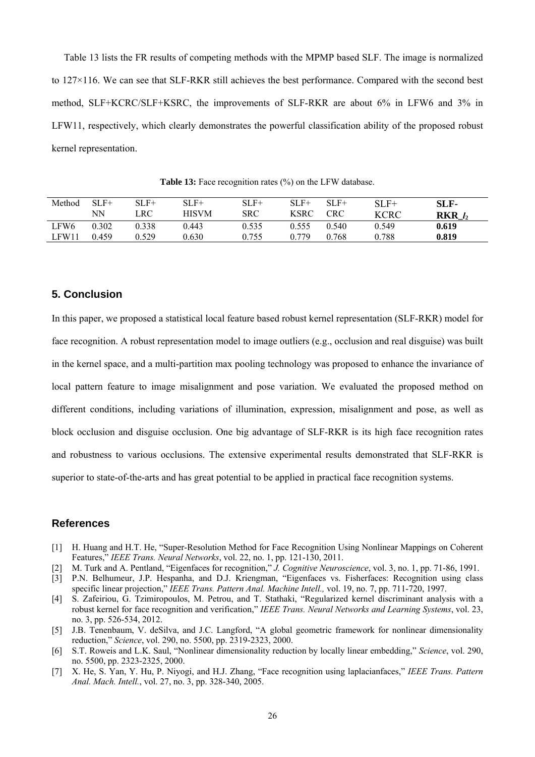Table 13 lists the FR results of competing methods with the MPMP based SLF. The image is normalized to 127×116. We can see that SLF-RKR still achieves the best performance. Compared with the second best method, SLF+KCRC/SLF+KSRC, the improvements of SLF-RKR are about 6% in LFW6 and 3% in LFW11, respectively, which clearly demonstrates the powerful classification ability of the proposed robust kernel representation.

**Table 13:** Face recognition rates (%) on the LFW database.

| Method | SLF+ NN | SLF+ LRC | SLF+ HISVM | SLF+ SRC | SLF+ KSRC | SLF+ CRC | SLF+ KCRC | **SLF-RKR\_$l_2$** |
|---|---|---|---|---|---|---|---|---|
| LFW6 | 0.302 | 0.338 | 0.443 | 0.535 | 0.555 | 0.540 | 0.549 | **0.619** |
| LFW11 | 0.459 | 0.529 | 0.630 | 0.755 | 0.779 | 0.768 | 0.788 | **0.819** |

## 5. Conclusion

In this paper, we proposed a statistical local feature based robust kernel representation (SLF-RKR) model for face recognition. A robust representation model to image outliers (e.g., occlusion and real disguise) was built in the kernel space, and a multi-partition max pooling technology was proposed to enhance the invariance of local pattern feature to image misalignment and pose variation. We evaluated the proposed method on different conditions, including variations of illumination, expression, misalignment and pose, as well as block occlusion and disguise occlusion. One big advantage of SLF-RKR is its high face recognition rates and robustness to various occlusions. The extensive experimental results demonstrated that SLF-RKR is superior to state-of-the-arts and has great potential to be applied in practical face recognition systems.

## References

[1] H. Huang and H.T. He, "Super-Resolution Method for Face Recognition Using Nonlinear Mappings on Coherent Features," *IEEE Trans. Neural Networks*, vol. 22, no. 1, pp. 121-130, 2011.

[2] M. Turk and A. Pentland, "Eigenfaces for recognition," *J. Cognitive Neuroscience*, vol. 3, no. 1, pp. 71-86, 1991.

[3] P.N. Belhumeur, J.P. Hespanha, and D.J. Kriengman, "Eigenfaces vs. Fisherfaces: Recognition using class specific linear projection," *IEEE Trans. Pattern Anal. Machine Intell.,* vol. 19, no. 7, pp. 711-720, 1997.

[4] S. Zafeiriou, G. Tzimiropoulos, M. Petrou, and T. Stathaki, "Regularized kernel discriminant analysis with a robust kernel for face recognition and verification," *IEEE Trans. Neural Networks and Learning Systems*, vol. 23, no. 3, pp. 526-534, 2012.

[5] J.B. Tenenbaum, V. deSilva, and J.C. Langford, "A global geometric framework for nonlinear dimensionality reduction," *Science*, vol. 290, no. 5500, pp. 2319-2323, 2000.

[6] S.T. Roweis and L.K. Saul, "Nonlinear dimensionality reduction by locally linear embedding," *Science*, vol. 290, no. 5500, pp. 2323-2325, 2000.

[7] X. He, S. Yan, Y. Hu, P. Niyogi, and H.J. Zhang, "Face recognition using laplacianfaces," *IEEE Trans. Pattern Anal. Mach. Intell.*, vol. 27, no. 3, pp. 328-340, 2005.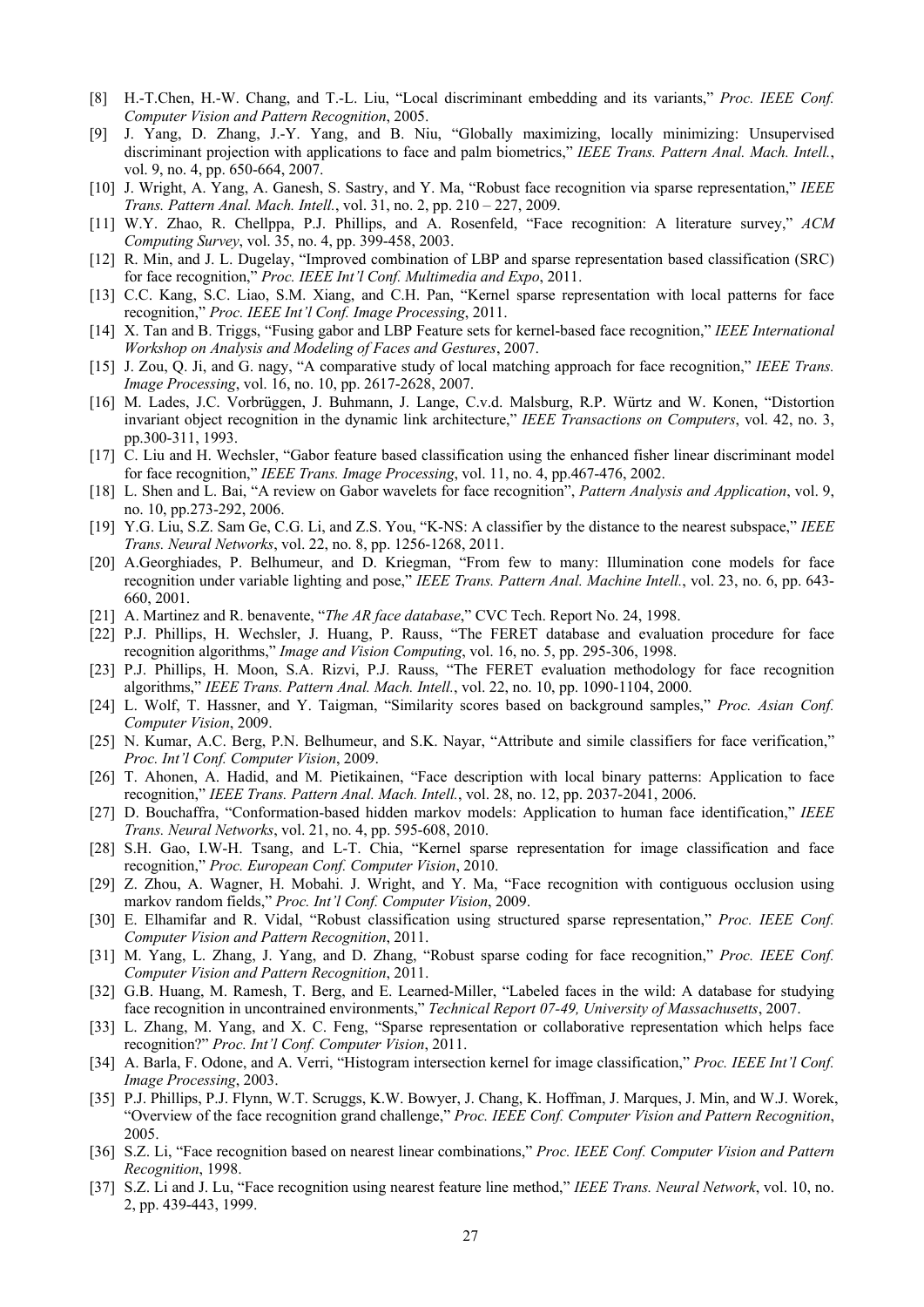[8] H.-T.Chen, H.-W. Chang, and T.-L. Liu, "Local discriminant embedding and its variants," *Proc. IEEE Conf. Computer Vision and Pattern Recognition*, 2005.

[9] J. Yang, D. Zhang, J.-Y. Yang, and B. Niu, "Globally maximizing, locally minimizing: Unsupervised discriminant projection with applications to face and palm biometrics," *IEEE Trans. Pattern Anal. Mach. Intell.*, vol. 9, no. 4, pp. 650-664, 2007.

[10] J. Wright, A. Yang, A. Ganesh, S. Sastry, and Y. Ma, "Robust face recognition via sparse representation," *IEEE Trans. Pattern Anal. Mach. Intell.*, vol. 31, no. 2, pp. 210 – 227, 2009.

[11] W.Y. Zhao, R. Chellppa, P.J. Phillips, and A. Rosenfeld, "Face recognition: A literature survey," *ACM Computing Survey*, vol. 35, no. 4, pp. 399-458, 2003.

[12] R. Min, and J. L. Dugelay, "Improved combination of LBP and sparse representation based classification (SRC) for face recognition," *Proc. IEEE Int'l Conf. Multimedia and Expo*, 2011.

[13] C.C. Kang, S.C. Liao, S.M. Xiang, and C.H. Pan, "Kernel sparse representation with local patterns for face recognition," *Proc. IEEE Int'l Conf. Image Processing*, 2011.

[14] X. Tan and B. Triggs, "Fusing gabor and LBP Feature sets for kernel-based face recognition," *IEEE International Workshop on Analysis and Modeling of Faces and Gestures*, 2007.

[15] J. Zou, Q. Ji, and G. nagy, "A comparative study of local matching approach for face recognition," *IEEE Trans. Image Processing*, vol. 16, no. 10, pp. 2617-2628, 2007.

[16] M. Lades, J.C. Vorbrüggen, J. Buhmann, J. Lange, C.v.d. Malsburg, R.P. Würtz and W. Konen, "Distortion invariant object recognition in the dynamic link architecture," *IEEE Transactions on Computers*, vol. 42, no. 3, pp.300-311, 1993.

[17] C. Liu and H. Wechsler, "Gabor feature based classification using the enhanced fisher linear discriminant model for face recognition," *IEEE Trans. Image Processing*, vol. 11, no. 4, pp.467-476, 2002.

[18] L. Shen and L. Bai, "A review on Gabor wavelets for face recognition", *Pattern Analysis and Application*, vol. 9, no. 10, pp.273-292, 2006.

[19] Y.G. Liu, S.Z. Sam Ge, C.G. Li, and Z.S. You, "K-NS: A classifier by the distance to the nearest subspace," *IEEE Trans. Neural Networks*, vol. 22, no. 8, pp. 1256-1268, 2011.

[20] A.Georghiades, P. Belhumeur, and D. Kriegman, "From few to many: Illumination cone models for face recognition under variable lighting and pose," *IEEE Trans. Pattern Anal. Machine Intell.*, vol. 23, no. 6, pp. 643-660, 2001.

[21] A. Martinez and R. benavente, "*The AR face database*," CVC Tech. Report No. 24, 1998.

[22] P.J. Phillips, H. Wechsler, J. Huang, P. Rauss, "The FERET database and evaluation procedure for face recognition algorithms," *Image and Vision Computing*, vol. 16, no. 5, pp. 295-306, 1998.

[23] P.J. Phillips, H. Moon, S.A. Rizvi, P.J. Rauss, "The FERET evaluation methodology for face recognition algorithms," *IEEE Trans. Pattern Anal. Mach. Intell.*, vol. 22, no. 10, pp. 1090-1104, 2000.

[24] L. Wolf, T. Hassner, and Y. Taigman, "Similarity scores based on background samples," *Proc. Asian Conf. Computer Vision*, 2009.

[25] N. Kumar, A.C. Berg, P.N. Belhumeur, and S.K. Nayar, "Attribute and simile classifiers for face verification," *Proc. Int'l Conf. Computer Vision*, 2009.

[26] T. Ahonen, A. Hadid, and M. Pietikainen, "Face description with local binary patterns: Application to face recognition," *IEEE Trans. Pattern Anal. Mach. Intell.*, vol. 28, no. 12, pp. 2037-2041, 2006.

[27] D. Bouchaffra, "Conformation-based hidden markov models: Application to human face identification," *IEEE Trans. Neural Networks*, vol. 21, no. 4, pp. 595-608, 2010.

[28] S.H. Gao, I.W-H. Tsang, and L-T. Chia, "Kernel sparse representation for image classification and face recognition," *Proc. European Conf. Computer Vision*, 2010.

[29] Z. Zhou, A. Wagner, H. Mobahi. J. Wright, and Y. Ma, "Face recognition with contiguous occlusion using markov random fields," *Proc. Int'l Conf. Computer Vision*, 2009.

[30] E. Elhamifar and R. Vidal, "Robust classification using structured sparse representation," *Proc. IEEE Conf. Computer Vision and Pattern Recognition*, 2011.

[31] M. Yang, L. Zhang, J. Yang, and D. Zhang, "Robust sparse coding for face recognition," *Proc. IEEE Conf. Computer Vision and Pattern Recognition*, 2011.

[32] G.B. Huang, M. Ramesh, T. Berg, and E. Learned-Miller, "Labeled faces in the wild: A database for studying face recognition in uncontrained environments," *Technical Report 07-49, University of Massachusetts*, 2007.

[33] L. Zhang, M. Yang, and X. C. Feng, "Sparse representation or collaborative representation which helps face recognition?" *Proc. Int'l Conf. Computer Vision*, 2011.

[34] A. Barla, F. Odone, and A. Verri, "Histogram intersection kernel for image classification," *Proc. IEEE Int'l Conf. Image Processing*, 2003.

[35] P.J. Phillips, P.J. Flynn, W.T. Scruggs, K.W. Bowyer, J. Chang, K. Hoffman, J. Marques, J. Min, and W.J. Worek, "Overview of the face recognition grand challenge," *Proc. IEEE Conf. Computer Vision and Pattern Recognition*, 2005.

[36] S.Z. Li, "Face recognition based on nearest linear combinations," *Proc. IEEE Conf. Computer Vision and Pattern Recognition*, 1998.

[37] S.Z. Li and J. Lu, "Face recognition using nearest feature line method," *IEEE Trans. Neural Network*, vol. 10, no. 2, pp. 439-443, 1999.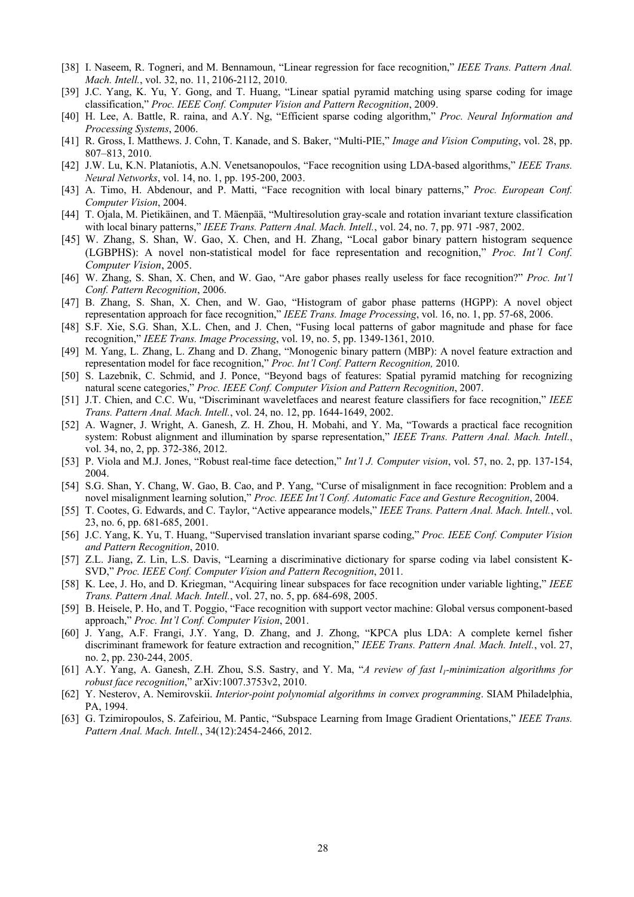[38] I. Naseem, R. Togneri, and M. Bennamoun, "Linear regression for face recognition," *IEEE Trans. Pattern Anal. Mach. Intell.*, vol. 32, no. 11, 2106-2112, 2010.

[39] J.C. Yang, K. Yu, Y. Gong, and T. Huang, "Linear spatial pyramid matching using sparse coding for image classification," *Proc. IEEE Conf. Computer Vision and Pattern Recognition*, 2009.

[40] H. Lee, A. Battle, R. raina, and A.Y. Ng, "Efficient sparse coding algorithm," *Proc. Neural Information and Processing Systems*, 2006.

[41] R. Gross, I. Matthews. J. Cohn, T. Kanade, and S. Baker, "Multi-PIE," *Image and Vision Computing*, vol. 28, pp. 807–813, 2010.

[42] J.W. Lu, K.N. Plataniotis, A.N. Venetsanopoulos, "Face recognition using LDA-based algorithms," *IEEE Trans. Neural Networks*, vol. 14, no. 1, pp. 195-200, 2003.

[43] A. Timo, H. Abdenour, and P. Matti, "Face recognition with local binary patterns," *Proc. European Conf. Computer Vision*, 2004.

[44] T. Ojala, M. Pietikäinen, and T. Mäenpää, "Multiresolution gray-scale and rotation invariant texture classification with local binary patterns," *IEEE Trans. Pattern Anal. Mach. Intell.*, vol. 24, no. 7, pp. 971 -987, 2002.

[45] W. Zhang, S. Shan, W. Gao, X. Chen, and H. Zhang, "Local gabor binary pattern histogram sequence (LGBPHS): A novel non-statistical model for face representation and recognition," *Proc. Int'l Conf. Computer Vision*, 2005.

[46] W. Zhang, S. Shan, X. Chen, and W. Gao, "Are gabor phases really useless for face recognition?" *Proc. Int'l Conf. Pattern Recognition*, 2006.

[47] B. Zhang, S. Shan, X. Chen, and W. Gao, "Histogram of gabor phase patterns (HGPP): A novel object representation approach for face recognition," *IEEE Trans. Image Processing*, vol. 16, no. 1, pp. 57-68, 2006.

[48] S.F. Xie, S.G. Shan, X.L. Chen, and J. Chen, "Fusing local patterns of gabor magnitude and phase for face recognition," *IEEE Trans. Image Processing*, vol. 19, no. 5, pp. 1349-1361, 2010.

[49] M. Yang, L. Zhang, L. Zhang and D. Zhang, "Monogenic binary pattern (MBP): A novel feature extraction and representation model for face recognition," *Proc. Int'l Conf. Pattern Recognition,* 2010.

[50] S. Lazebnik, C. Schmid, and J. Ponce, "Beyond bags of features: Spatial pyramid matching for recognizing natural scene categories," *Proc. IEEE Conf. Computer Vision and Pattern Recognition*, 2007.

[51] J.T. Chien, and C.C. Wu, "Discriminant waveletfaces and nearest feature classifiers for face recognition," *IEEE Trans. Pattern Anal. Mach. Intell.*, vol. 24, no. 12, pp. 1644-1649, 2002.

[52] A. Wagner, J. Wright, A. Ganesh, Z. H. Zhou, H. Mobahi, and Y. Ma, "Towards a practical face recognition system: Robust alignment and illumination by sparse representation," *IEEE Trans. Pattern Anal. Mach. Intell.*, vol. 34, no, 2, pp. 372-386, 2012.

[53] P. Viola and M.J. Jones, "Robust real-time face detection," *Int'l J. Computer vision*, vol. 57, no. 2, pp. 137-154, 2004.

[54] S.G. Shan, Y. Chang, W. Gao, B. Cao, and P. Yang, "Curse of misalignment in face recognition: Problem and a novel misalignment learning solution," *Proc. IEEE Int'l Conf. Automatic Face and Gesture Recognition*, 2004.

[55] T. Cootes, G. Edwards, and C. Taylor, "Active appearance models," *IEEE Trans. Pattern Anal. Mach. Intell.*, vol. 23, no. 6, pp. 681-685, 2001.

[56] J.C. Yang, K. Yu, T. Huang, "Supervised translation invariant sparse coding," *Proc. IEEE Conf. Computer Vision and Pattern Recognition*, 2010.

[57] Z.L. Jiang, Z. Lin, L.S. Davis, "Learning a discriminative dictionary for sparse coding via label consistent K-SVD," *Proc. IEEE Conf. Computer Vision and Pattern Recognition*, 2011.

[58] K. Lee, J. Ho, and D. Kriegman, "Acquiring linear subspaces for face recognition under variable lighting," *IEEE Trans. Pattern Anal. Mach. Intell.*, vol. 27, no. 5, pp. 684-698, 2005.

[59] B. Heisele, P. Ho, and T. Poggio, "Face recognition with support vector machine: Global versus component-based approach," *Proc. Int'l Conf. Computer Vision*, 2001.

[60] J. Yang, A.F. Frangi, J.Y. Yang, D. Zhang, and J. Zhong, "KPCA plus LDA: A complete kernel fisher discriminant framework for feature extraction and recognition," *IEEE Trans. Pattern Anal. Mach. Intell.*, vol. 27, no. 2, pp. 230-244, 2005.

[61] A.Y. Yang, A. Ganesh, Z.H. Zhou, S.S. Sastry, and Y. Ma, "*A review of fast $l_1$-minimization algorithms for robust face recognition*," arXiv:1007.3753v2, 2010.

[62] Y. Nesterov, A. Nemirovskii. *Interior-point polynomial algorithms in convex programming*. SIAM Philadelphia, PA, 1994.

[63] G. Tzimiropoulos, S. Zafeiriou, M. Pantic, "Subspace Learning from Image Gradient Orientations," *IEEE Trans. Pattern Anal. Mach. Intell.*, 34(12):2454-2466, 2012.